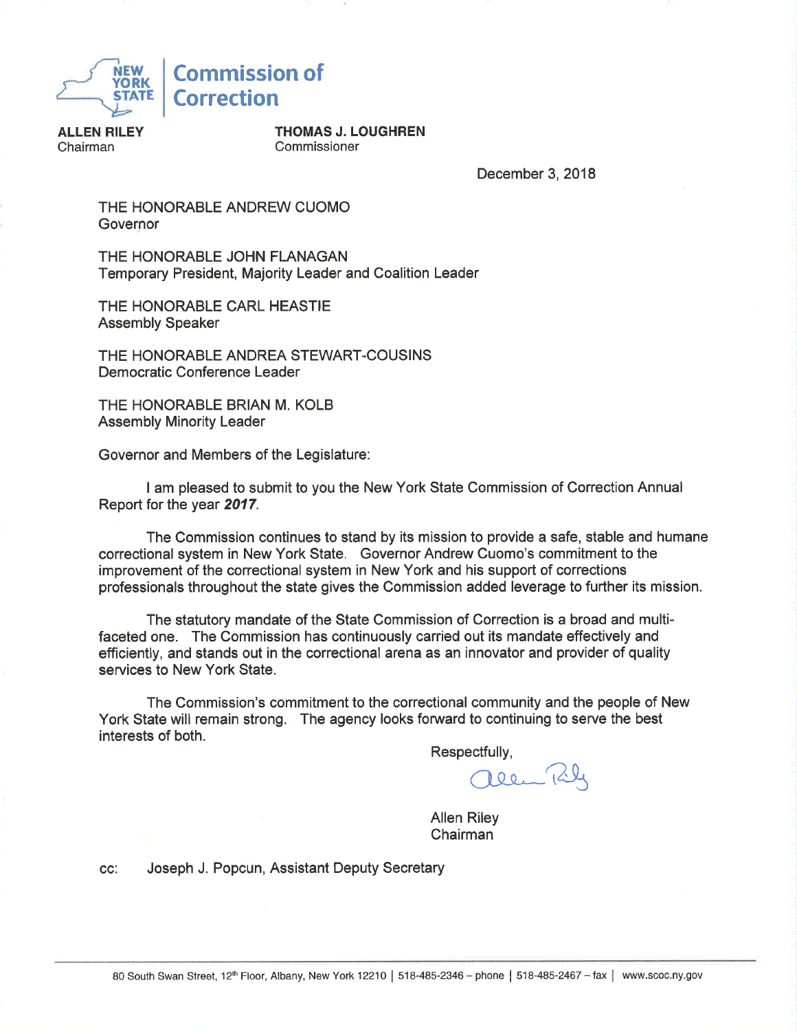**NEW YORK STATE** | **Commission of Correction**

**ALLEN RILEY**
Chairman

**THOMAS J. LOUGHREN**
Commissioner

December 3, 2018

THE HONORABLE ANDREW CUOMO
Governor

THE HONORABLE JOHN FLANAGAN
Temporary President, Majority Leader and Coalition Leader

THE HONORABLE CARL HEASTIE
Assembly Speaker

THE HONORABLE ANDREA STEWART-COUSINS
Democratic Conference Leader

THE HONORABLE BRIAN M. KOLB
Assembly Minority Leader

Governor and Members of the Legislature:

I am pleased to submit to you the New York State Commission of Correction Annual Report for the year ***2017***.

The Commission continues to stand by its mission to provide a safe, stable and humane correctional system in New York State. Governor Andrew Cuomo's commitment to the improvement of the correctional system in New York and his support of corrections professionals throughout the state gives the Commission added leverage to further its mission.

The statutory mandate of the State Commission of Correction is a broad and multi-faceted one. The Commission has continuously carried out its mandate effectively and efficiently, and stands out in the correctional arena as an innovator and provider of quality services to New York State.

The Commission's commitment to the correctional community and the people of New York State will remain strong. The agency looks forward to continuing to serve the best interests of both.

Respectfully,

Allen Riley
Chairman

cc: Joseph J. Popcun, Assistant Deputy Secretary

80 South Swan Street, 12th Floor, Albany, New York 12210 | 518-485-2346 – phone | 518-485-2467 – fax | www.scoc.ny.gov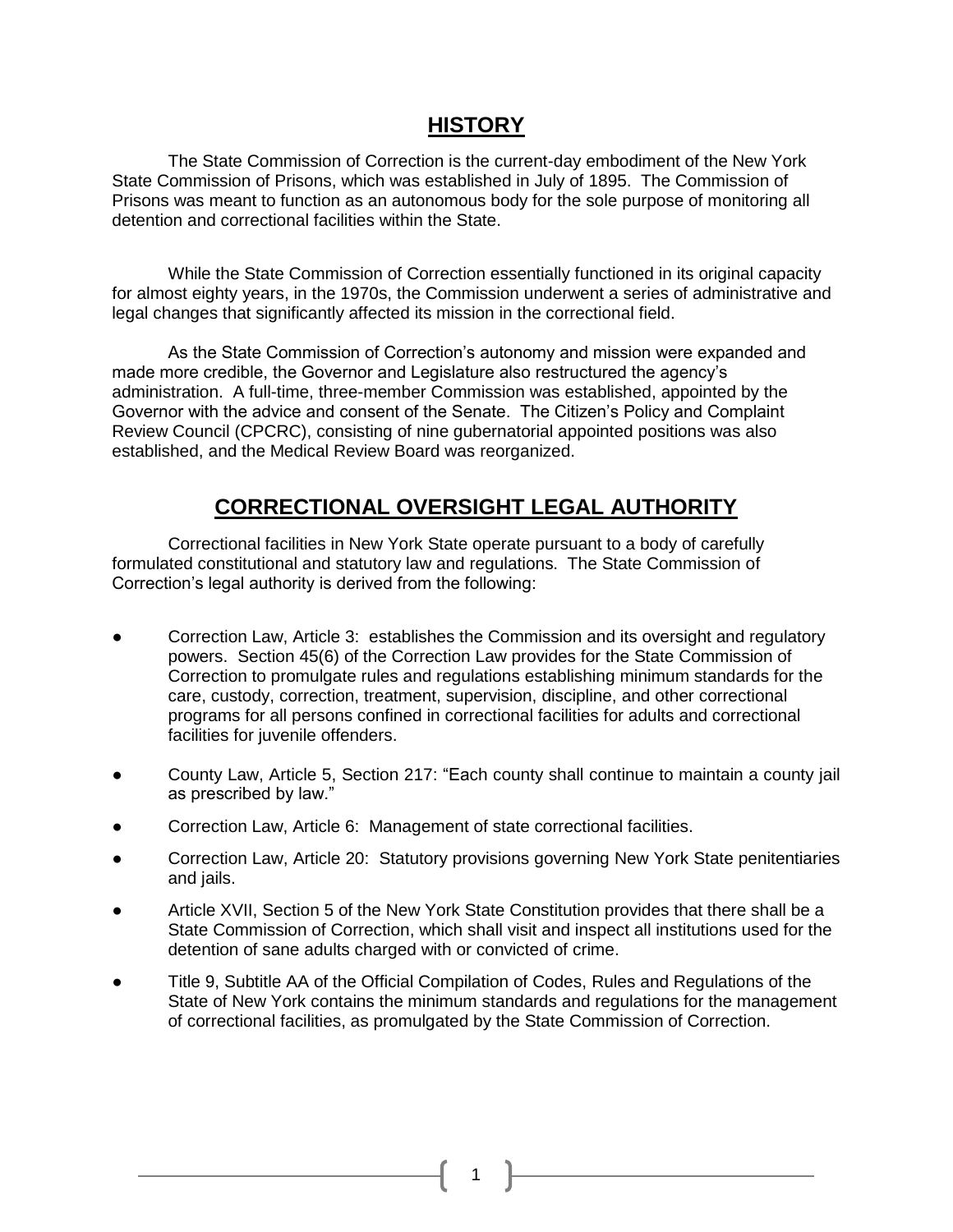## HISTORY

The State Commission of Correction is the current-day embodiment of the New York State Commission of Prisons, which was established in July of 1895. The Commission of Prisons was meant to function as an autonomous body for the sole purpose of monitoring all detention and correctional facilities within the State.

While the State Commission of Correction essentially functioned in its original capacity for almost eighty years, in the 1970s, the Commission underwent a series of administrative and legal changes that significantly affected its mission in the correctional field.

As the State Commission of Correction's autonomy and mission were expanded and made more credible, the Governor and Legislature also restructured the agency's administration. A full-time, three-member Commission was established, appointed by the Governor with the advice and consent of the Senate. The Citizen's Policy and Complaint Review Council (CPCRC), consisting of nine gubernatorial appointed positions was also established, and the Medical Review Board was reorganized.

## CORRECTIONAL OVERSIGHT LEGAL AUTHORITY

Correctional facilities in New York State operate pursuant to a body of carefully formulated constitutional and statutory law and regulations. The State Commission of Correction's legal authority is derived from the following:

- Correction Law, Article 3: establishes the Commission and its oversight and regulatory powers. Section 45(6) of the Correction Law provides for the State Commission of Correction to promulgate rules and regulations establishing minimum standards for the care, custody, correction, treatment, supervision, discipline, and other correctional programs for all persons confined in correctional facilities for adults and correctional facilities for juvenile offenders.
- County Law, Article 5, Section 217: "Each county shall continue to maintain a county jail as prescribed by law."
- Correction Law, Article 6: Management of state correctional facilities.
- Correction Law, Article 20: Statutory provisions governing New York State penitentiaries and jails.
- Article XVII, Section 5 of the New York State Constitution provides that there shall be a State Commission of Correction, which shall visit and inspect all institutions used for the detention of sane adults charged with or convicted of crime.
- Title 9, Subtitle AA of the Official Compilation of Codes, Rules and Regulations of the State of New York contains the minimum standards and regulations for the management of correctional facilities, as promulgated by the State Commission of Correction.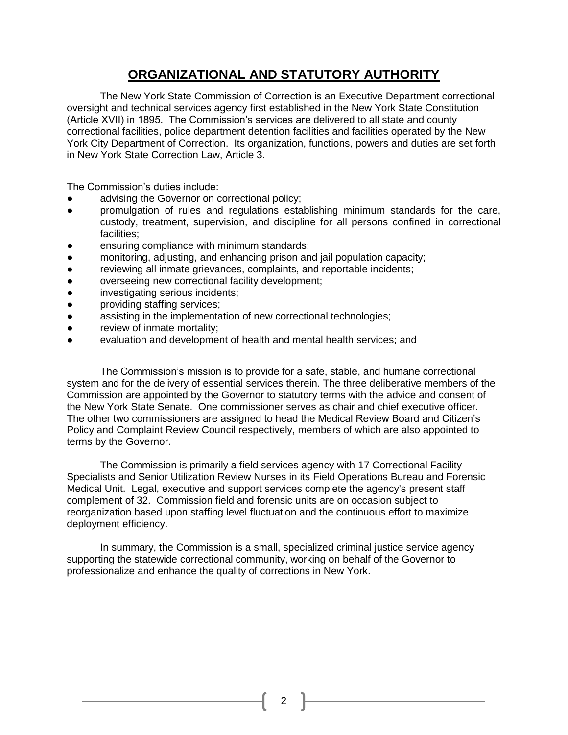# ORGANIZATIONAL AND STATUTORY AUTHORITY

The New York State Commission of Correction is an Executive Department correctional oversight and technical services agency first established in the New York State Constitution (Article XVII) in 1895. The Commission's services are delivered to all state and county correctional facilities, police department detention facilities and facilities operated by the New York City Department of Correction. Its organization, functions, powers and duties are set forth in New York State Correction Law, Article 3.

The Commission's duties include:

- advising the Governor on correctional policy;
- promulgation of rules and regulations establishing minimum standards for the care, custody, treatment, supervision, and discipline for all persons confined in correctional facilities;
- ensuring compliance with minimum standards;
- monitoring, adjusting, and enhancing prison and jail population capacity;
- reviewing all inmate grievances, complaints, and reportable incidents;
- overseeing new correctional facility development;
- investigating serious incidents;
- providing staffing services;
- assisting in the implementation of new correctional technologies;
- review of inmate mortality;
- evaluation and development of health and mental health services; and

The Commission's mission is to provide for a safe, stable, and humane correctional system and for the delivery of essential services therein. The three deliberative members of the Commission are appointed by the Governor to statutory terms with the advice and consent of the New York State Senate. One commissioner serves as chair and chief executive officer. The other two commissioners are assigned to head the Medical Review Board and Citizen's Policy and Complaint Review Council respectively, members of which are also appointed to terms by the Governor.

The Commission is primarily a field services agency with 17 Correctional Facility Specialists and Senior Utilization Review Nurses in its Field Operations Bureau and Forensic Medical Unit. Legal, executive and support services complete the agency's present staff complement of 32. Commission field and forensic units are on occasion subject to reorganization based upon staffing level fluctuation and the continuous effort to maximize deployment efficiency.

In summary, the Commission is a small, specialized criminal justice service agency supporting the statewide correctional community, working on behalf of the Governor to professionalize and enhance the quality of corrections in New York.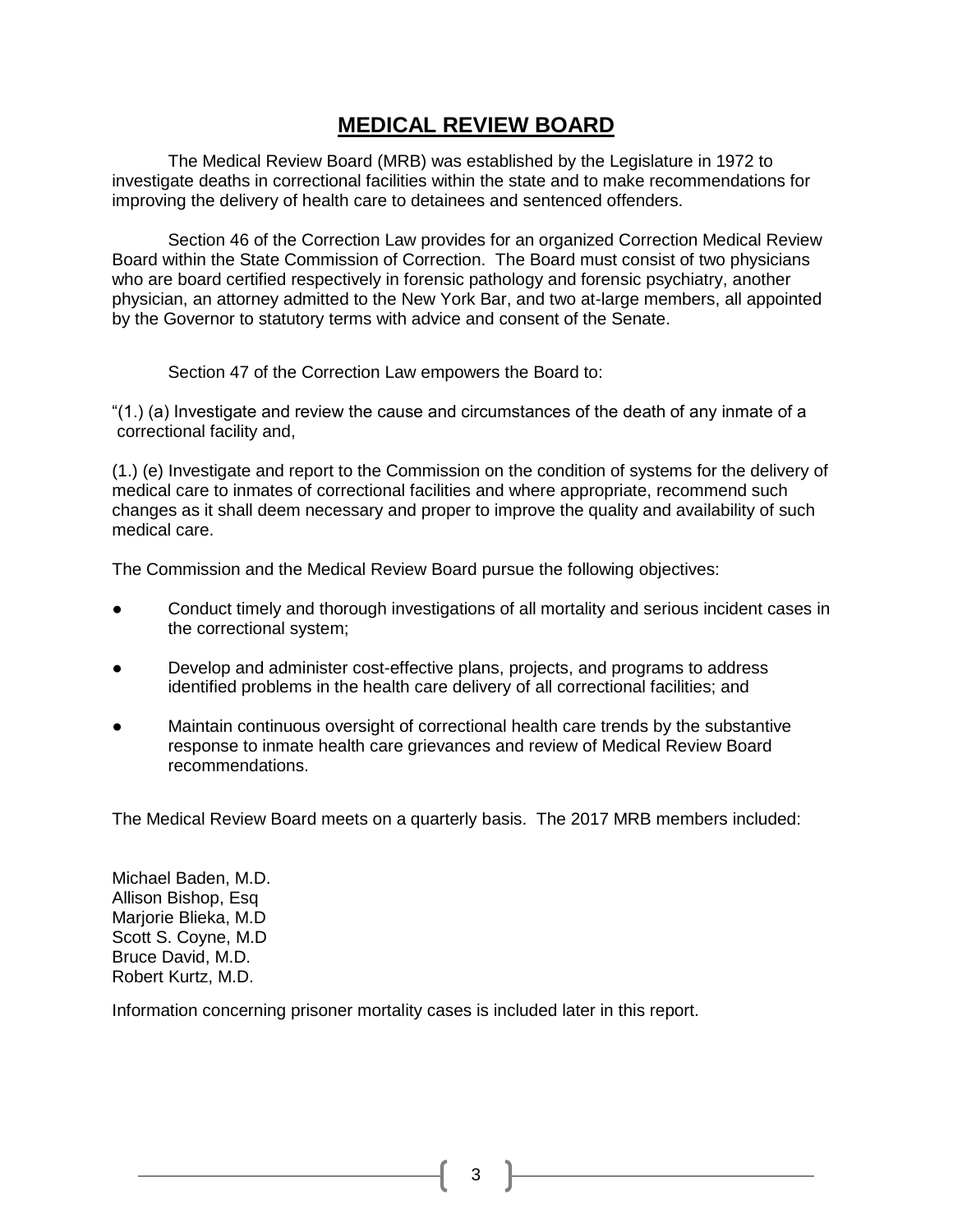## MEDICAL REVIEW BOARD

The Medical Review Board (MRB) was established by the Legislature in 1972 to investigate deaths in correctional facilities within the state and to make recommendations for improving the delivery of health care to detainees and sentenced offenders.

Section 46 of the Correction Law provides for an organized Correction Medical Review Board within the State Commission of Correction. The Board must consist of two physicians who are board certified respectively in forensic pathology and forensic psychiatry, another physician, an attorney admitted to the New York Bar, and two at-large members, all appointed by the Governor to statutory terms with advice and consent of the Senate.

Section 47 of the Correction Law empowers the Board to:

"(1.) (a) Investigate and review the cause and circumstances of the death of any inmate of a correctional facility and,

(1.) (e) Investigate and report to the Commission on the condition of systems for the delivery of medical care to inmates of correctional facilities and where appropriate, recommend such changes as it shall deem necessary and proper to improve the quality and availability of such medical care.

The Commission and the Medical Review Board pursue the following objectives:

- Conduct timely and thorough investigations of all mortality and serious incident cases in the correctional system;
- Develop and administer cost-effective plans, projects, and programs to address identified problems in the health care delivery of all correctional facilities; and
- Maintain continuous oversight of correctional health care trends by the substantive response to inmate health care grievances and review of Medical Review Board recommendations.

The Medical Review Board meets on a quarterly basis. The 2017 MRB members included:

Michael Baden, M.D.
Allison Bishop, Esq
Marjorie Blieka, M.D
Scott S. Coyne, M.D
Bruce David, M.D.
Robert Kurtz, M.D.

Information concerning prisoner mortality cases is included later in this report.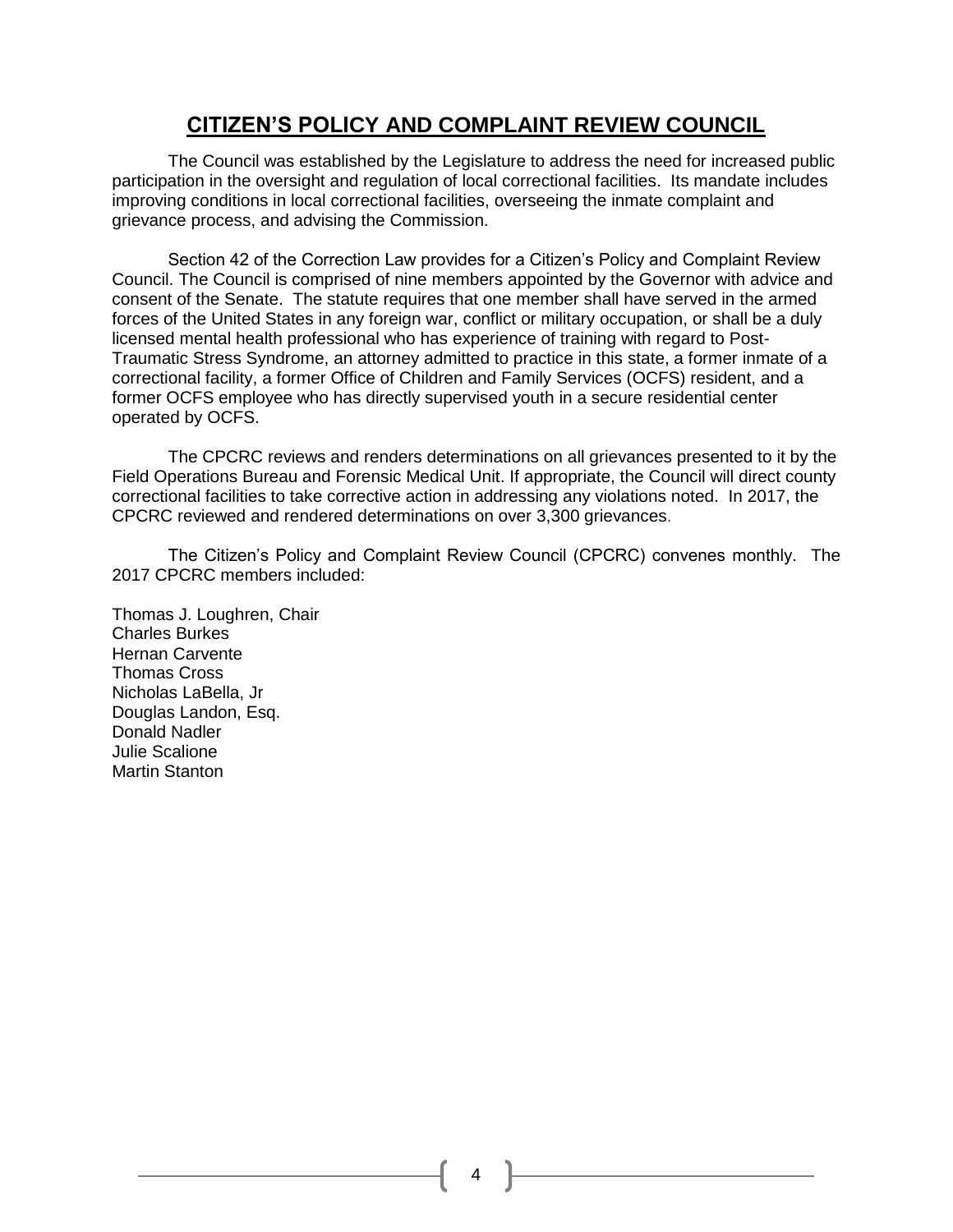# CITIZEN'S POLICY AND COMPLAINT REVIEW COUNCIL

The Council was established by the Legislature to address the need for increased public participation in the oversight and regulation of local correctional facilities. Its mandate includes improving conditions in local correctional facilities, overseeing the inmate complaint and grievance process, and advising the Commission.

Section 42 of the Correction Law provides for a Citizen's Policy and Complaint Review Council. The Council is comprised of nine members appointed by the Governor with advice and consent of the Senate. The statute requires that one member shall have served in the armed forces of the United States in any foreign war, conflict or military occupation, or shall be a duly licensed mental health professional who has experience of training with regard to Post-Traumatic Stress Syndrome, an attorney admitted to practice in this state, a former inmate of a correctional facility, a former Office of Children and Family Services (OCFS) resident, and a former OCFS employee who has directly supervised youth in a secure residential center operated by OCFS.

The CPCRC reviews and renders determinations on all grievances presented to it by the Field Operations Bureau and Forensic Medical Unit. If appropriate, the Council will direct county correctional facilities to take corrective action in addressing any violations noted. In 2017, the CPCRC reviewed and rendered determinations on over 3,300 grievances.

The Citizen's Policy and Complaint Review Council (CPCRC) convenes monthly. The 2017 CPCRC members included:

Thomas J. Loughren, Chair
Charles Burkes
Hernan Carvente
Thomas Cross
Nicholas LaBella, Jr
Douglas Landon, Esq.
Donald Nadler
Julie Scalione
Martin Stanton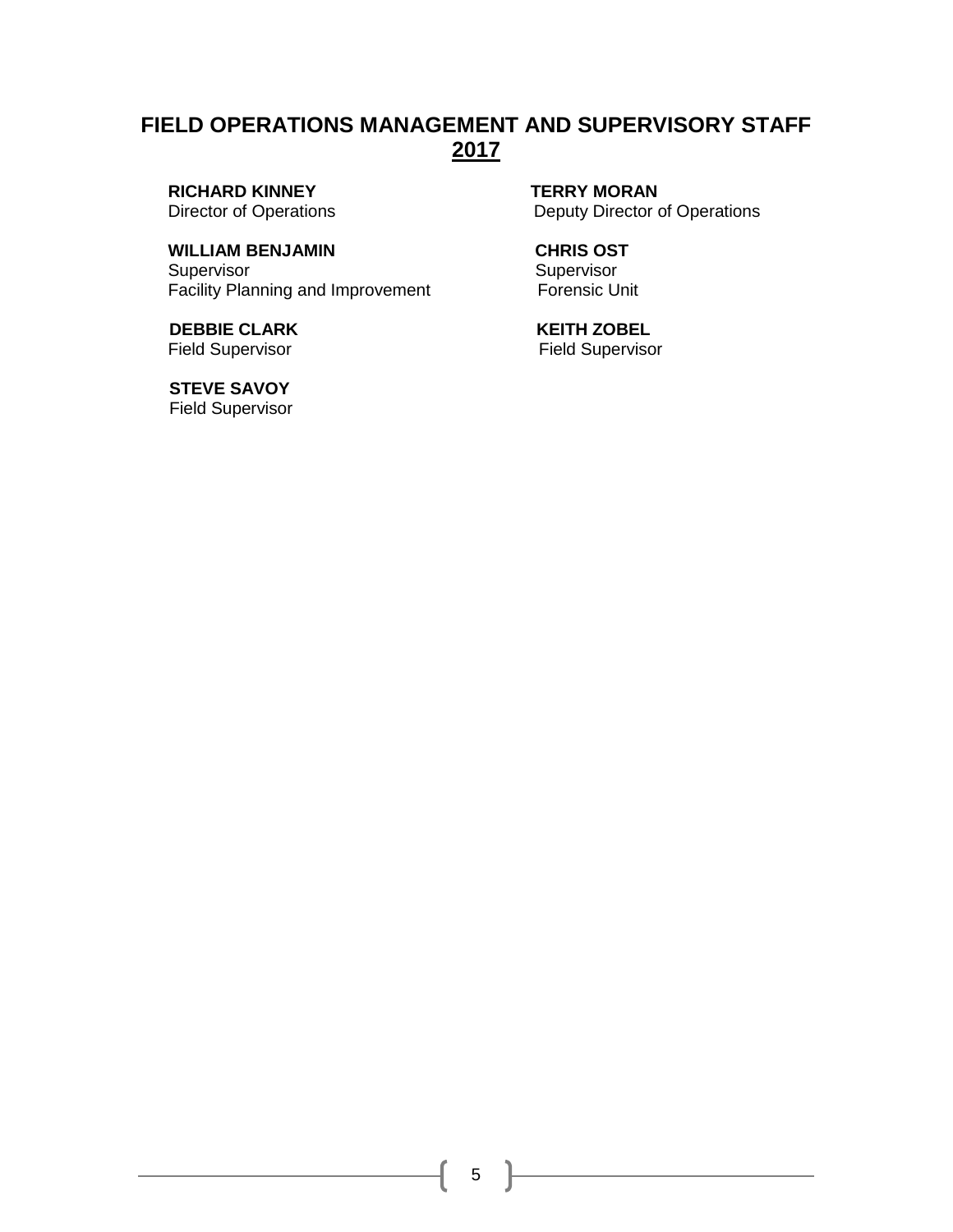# FIELD OPERATIONS MANAGEMENT AND SUPERVISORY STAFF
## 2017

**RICHARD KINNEY**
Director of Operations

**TERRY MORAN**
Deputy Director of Operations

**WILLIAM BENJAMIN**
Supervisor
Facility Planning and Improvement

**CHRIS OST**
Supervisor
Forensic Unit

**DEBBIE CLARK**
Field Supervisor

**KEITH ZOBEL**
Field Supervisor

**STEVE SAVOY**
Field Supervisor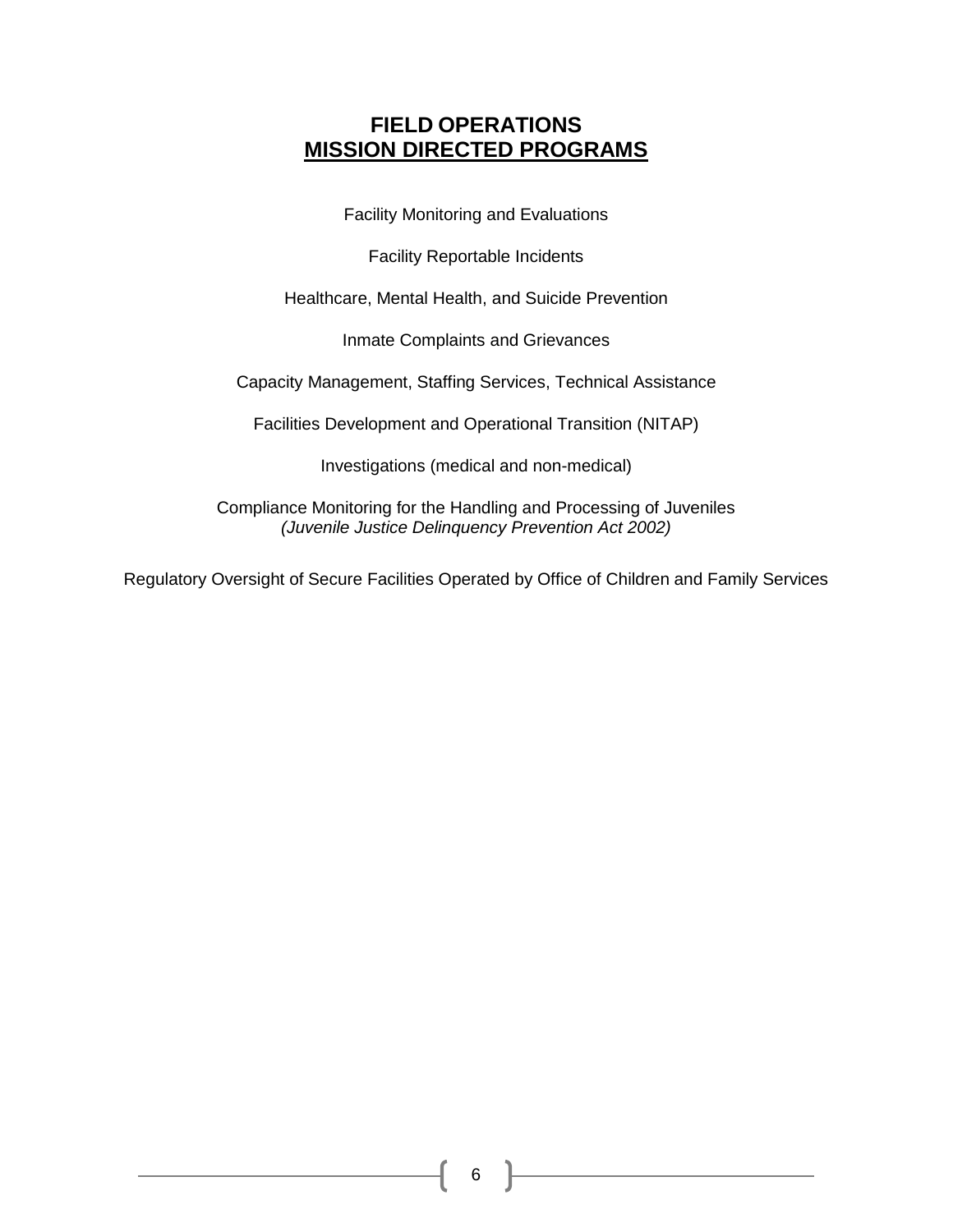# FIELD OPERATIONS
## MISSION DIRECTED PROGRAMS

Facility Monitoring and Evaluations

Facility Reportable Incidents

Healthcare, Mental Health, and Suicide Prevention

Inmate Complaints and Grievances

Capacity Management, Staffing Services, Technical Assistance

Facilities Development and Operational Transition (NITAP)

Investigations (medical and non-medical)

Compliance Monitoring for the Handling and Processing of Juveniles
*(Juvenile Justice Delinquency Prevention Act 2002)*

Regulatory Oversight of Secure Facilities Operated by Office of Children and Family Services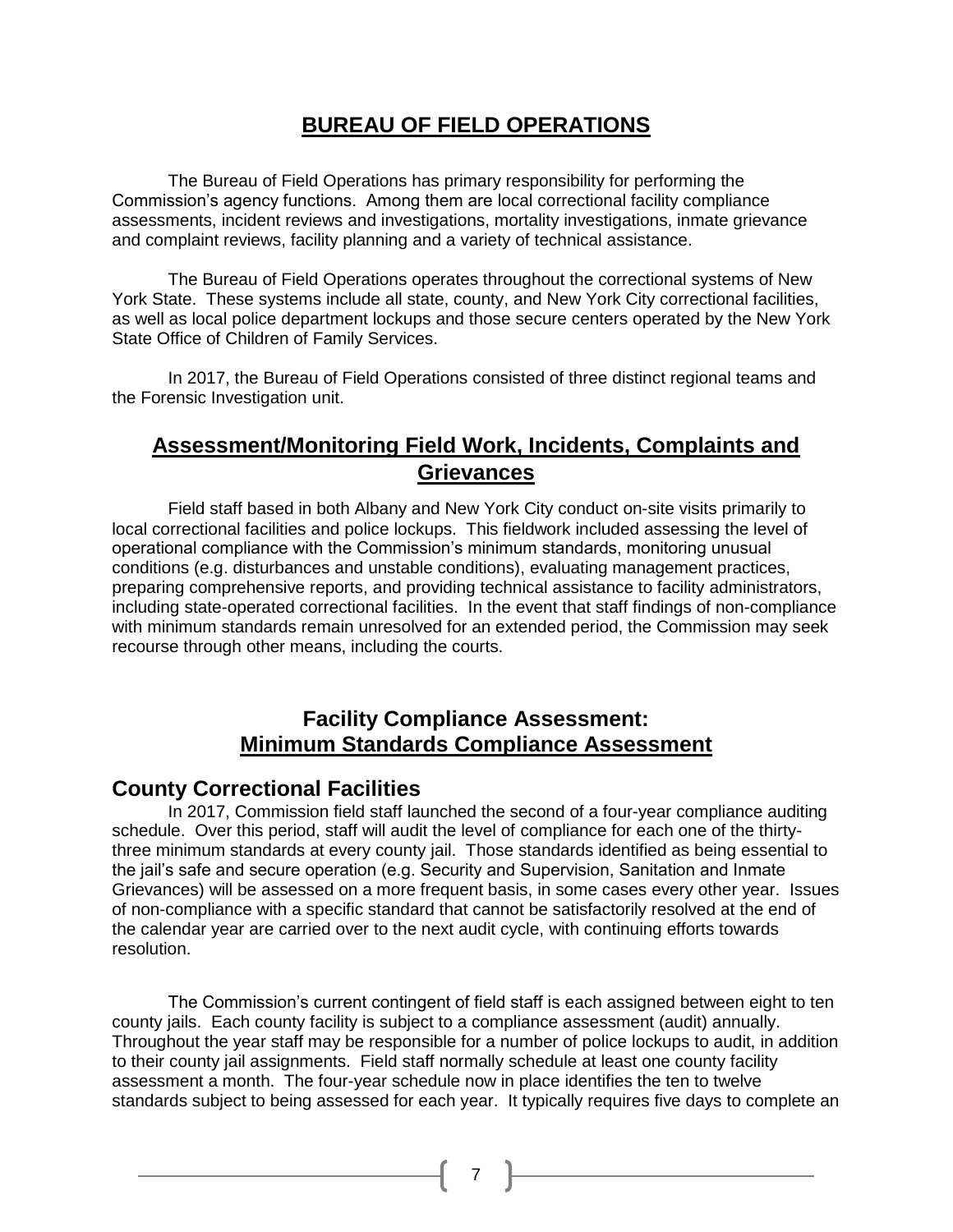# BUREAU OF FIELD OPERATIONS

The Bureau of Field Operations has primary responsibility for performing the Commission's agency functions. Among them are local correctional facility compliance assessments, incident reviews and investigations, mortality investigations, inmate grievance and complaint reviews, facility planning and a variety of technical assistance.

The Bureau of Field Operations operates throughout the correctional systems of New York State. These systems include all state, county, and New York City correctional facilities, as well as local police department lockups and those secure centers operated by the New York State Office of Children of Family Services.

In 2017, the Bureau of Field Operations consisted of three distinct regional teams and the Forensic Investigation unit.

## Assessment/Monitoring Field Work, Incidents, Complaints and Grievances

Field staff based in both Albany and New York City conduct on-site visits primarily to local correctional facilities and police lockups. This fieldwork included assessing the level of operational compliance with the Commission's minimum standards, monitoring unusual conditions (e.g. disturbances and unstable conditions), evaluating management practices, preparing comprehensive reports, and providing technical assistance to facility administrators, including state-operated correctional facilities. In the event that staff findings of non-compliance with minimum standards remain unresolved for an extended period, the Commission may seek recourse through other means, including the courts.

## Facility Compliance Assessment: Minimum Standards Compliance Assessment

### County Correctional Facilities

In 2017, Commission field staff launched the second of a four-year compliance auditing schedule. Over this period, staff will audit the level of compliance for each one of the thirty-three minimum standards at every county jail. Those standards identified as being essential to the jail's safe and secure operation (e.g. Security and Supervision, Sanitation and Inmate Grievances) will be assessed on a more frequent basis, in some cases every other year. Issues of non-compliance with a specific standard that cannot be satisfactorily resolved at the end of the calendar year are carried over to the next audit cycle, with continuing efforts towards resolution.

The Commission's current contingent of field staff is each assigned between eight to ten county jails. Each county facility is subject to a compliance assessment (audit) annually. Throughout the year staff may be responsible for a number of police lockups to audit, in addition to their county jail assignments. Field staff normally schedule at least one county facility assessment a month. The four-year schedule now in place identifies the ten to twelve standards subject to being assessed for each year. It typically requires five days to complete an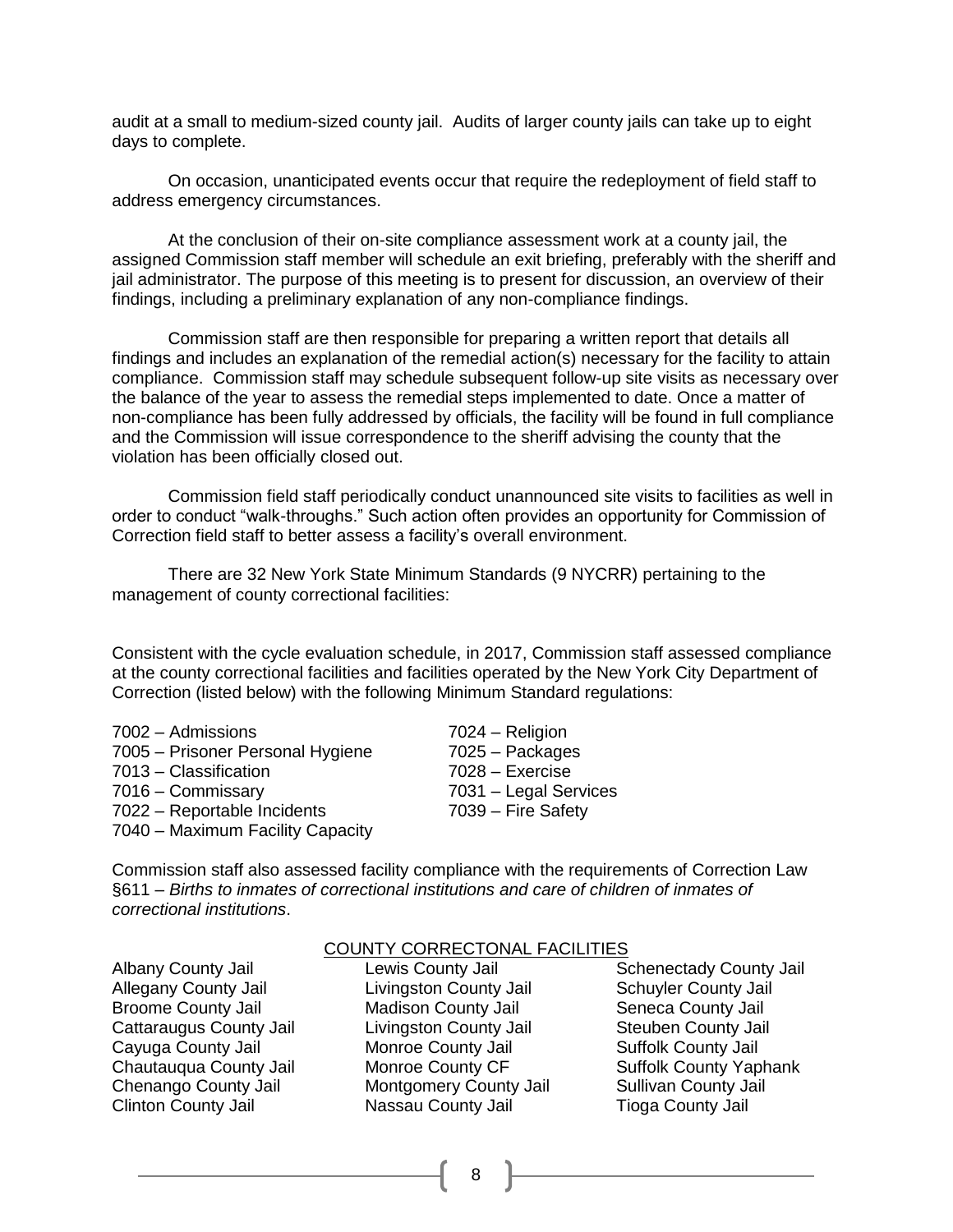audit at a small to medium-sized county jail. Audits of larger county jails can take up to eight days to complete.

On occasion, unanticipated events occur that require the redeployment of field staff to address emergency circumstances.

At the conclusion of their on-site compliance assessment work at a county jail, the assigned Commission staff member will schedule an exit briefing, preferably with the sheriff and jail administrator. The purpose of this meeting is to present for discussion, an overview of their findings, including a preliminary explanation of any non-compliance findings.

Commission staff are then responsible for preparing a written report that details all findings and includes an explanation of the remedial action(s) necessary for the facility to attain compliance. Commission staff may schedule subsequent follow-up site visits as necessary over the balance of the year to assess the remedial steps implemented to date. Once a matter of non-compliance has been fully addressed by officials, the facility will be found in full compliance and the Commission will issue correspondence to the sheriff advising the county that the violation has been officially closed out.

Commission field staff periodically conduct unannounced site visits to facilities as well in order to conduct "walk-throughs." Such action often provides an opportunity for Commission of Correction field staff to better assess a facility's overall environment.

There are 32 New York State Minimum Standards (9 NYCRR) pertaining to the management of county correctional facilities:

Consistent with the cycle evaluation schedule, in 2017, Commission staff assessed compliance at the county correctional facilities and facilities operated by the New York City Department of Correction (listed below) with the following Minimum Standard regulations:

- 7002 – Admissions
- 7005 – Prisoner Personal Hygiene
- 7013 – Classification
- 7016 – Commissary
- 7022 – Reportable Incidents
- 7040 – Maximum Facility Capacity
- 7024 – Religion
- 7025 – Packages
- 7028 – Exercise
- 7031 – Legal Services
- 7039 – Fire Safety

Commission staff also assessed facility compliance with the requirements of Correction Law §611 – *Births to inmates of correctional institutions and care of children of inmates of correctional institutions*.

COUNTY CORRECTONAL FACILITIES

- Albany County Jail
- Allegany County Jail
- Broome County Jail
- Cattaraugus County Jail
- Cayuga County Jail
- Chautauqua County Jail
- Chenango County Jail
- Clinton County Jail
- Lewis County Jail
- Livingston County Jail
- Madison County Jail
- Livingston County Jail
- Monroe County Jail
- Monroe County CF
- Montgomery County Jail
- Nassau County Jail
- Schenectady County Jail
- Schuyler County Jail
- Seneca County Jail
- Steuben County Jail
- Suffolk County Jail
- Suffolk County Yaphank
- Sullivan County Jail
- Tioga County Jail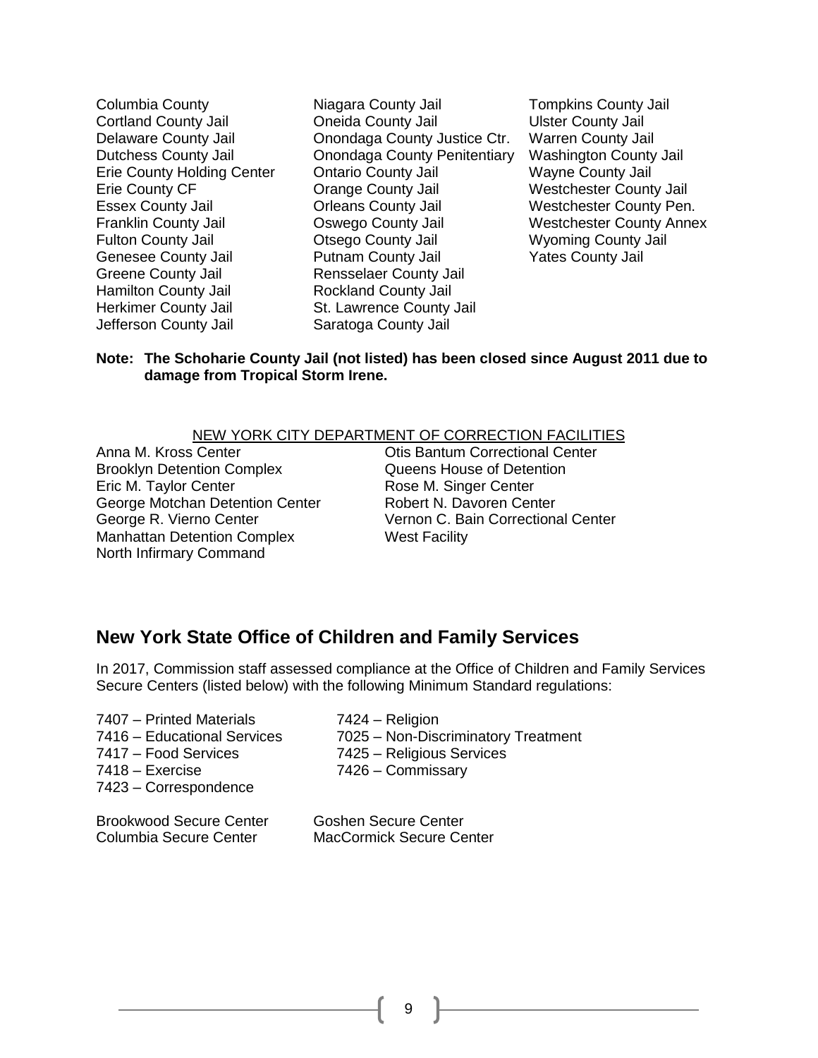- Columbia County
- Cortland County Jail
- Delaware County Jail
- Dutchess County Jail
- Erie County Holding Center
- Erie County CF
- Essex County Jail
- Franklin County Jail
- Fulton County Jail
- Genesee County Jail
- Greene County Jail
- Hamilton County Jail
- Herkimer County Jail
- Jefferson County Jail
- Niagara County Jail
- Oneida County Jail
- Onondaga County Justice Ctr.
- Onondaga County Penitentiary
- Ontario County Jail
- Orange County Jail
- Orleans County Jail
- Oswego County Jail
- Otsego County Jail
- Putnam County Jail
- Rensselaer County Jail
- Rockland County Jail
- St. Lawrence County Jail
- Saratoga County Jail
- Tompkins County Jail
- Ulster County Jail
- Warren County Jail
- Washington County Jail
- Wayne County Jail
- Westchester County Jail
- Westchester County Pen.
- Westchester County Annex
- Wyoming County Jail
- Yates County Jail

**Note: The Schoharie County Jail (not listed) has been closed since August 2011 due to damage from Tropical Storm Irene.**

NEW YORK CITY DEPARTMENT OF CORRECTION FACILITIES

- Anna M. Kross Center
- Brooklyn Detention Complex
- Eric M. Taylor Center
- George Motchan Detention Center
- George R. Vierno Center
- Manhattan Detention Complex
- North Infirmary Command
- Otis Bantum Correctional Center
- Queens House of Detention
- Rose M. Singer Center
- Robert N. Davoren Center
- Vernon C. Bain Correctional Center
- West Facility

## New York State Office of Children and Family Services

In 2017, Commission staff assessed compliance at the Office of Children and Family Services Secure Centers (listed below) with the following Minimum Standard regulations:

- 7407 – Printed Materials
- 7416 – Educational Services
- 7417 – Food Services
- 7418 – Exercise
- 7423 – Correspondence
- 7424 – Religion
- 7025 – Non-Discriminatory Treatment
- 7425 – Religious Services
- 7426 – Commissary

- Brookwood Secure Center
- Columbia Secure Center
- Goshen Secure Center
- MacCormick Secure Center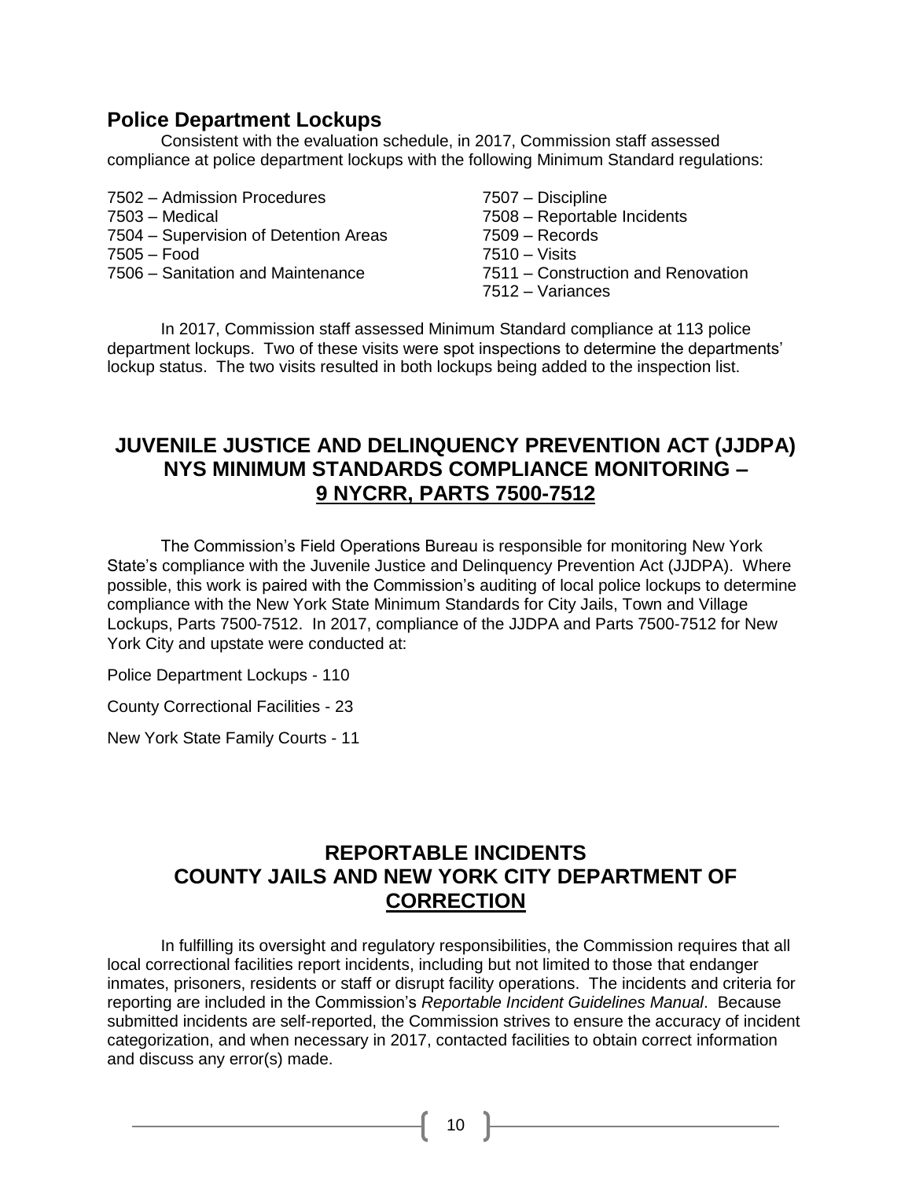## Police Department Lockups

Consistent with the evaluation schedule, in 2017, Commission staff assessed compliance at police department lockups with the following Minimum Standard regulations:

- 7502 – Admission Procedures
- 7503 – Medical
- 7504 – Supervision of Detention Areas
- 7505 – Food
- 7506 – Sanitation and Maintenance
- 7507 – Discipline
- 7508 – Reportable Incidents
- 7509 – Records
- 7510 – Visits
- 7511 – Construction and Renovation
- 7512 – Variances

In 2017, Commission staff assessed Minimum Standard compliance at 113 police department lockups. Two of these visits were spot inspections to determine the departments' lockup status. The two visits resulted in both lockups being added to the inspection list.

## JUVENILE JUSTICE AND DELINQUENCY PREVENTION ACT (JJDPA) NYS MINIMUM STANDARDS COMPLIANCE MONITORING – 9 NYCRR, PARTS 7500-7512

The Commission's Field Operations Bureau is responsible for monitoring New York State's compliance with the Juvenile Justice and Delinquency Prevention Act (JJDPA). Where possible, this work is paired with the Commission's auditing of local police lockups to determine compliance with the New York State Minimum Standards for City Jails, Town and Village Lockups, Parts 7500-7512. In 2017, compliance of the JJDPA and Parts 7500-7512 for New York City and upstate were conducted at:

Police Department Lockups - 110

County Correctional Facilities - 23

New York State Family Courts - 11

## REPORTABLE INCIDENTS COUNTY JAILS AND NEW YORK CITY DEPARTMENT OF CORRECTION

In fulfilling its oversight and regulatory responsibilities, the Commission requires that all local correctional facilities report incidents, including but not limited to those that endanger inmates, prisoners, residents or staff or disrupt facility operations. The incidents and criteria for reporting are included in the Commission's *Reportable Incident Guidelines Manual*. Because submitted incidents are self-reported, the Commission strives to ensure the accuracy of incident categorization, and when necessary in 2017, contacted facilities to obtain correct information and discuss any error(s) made.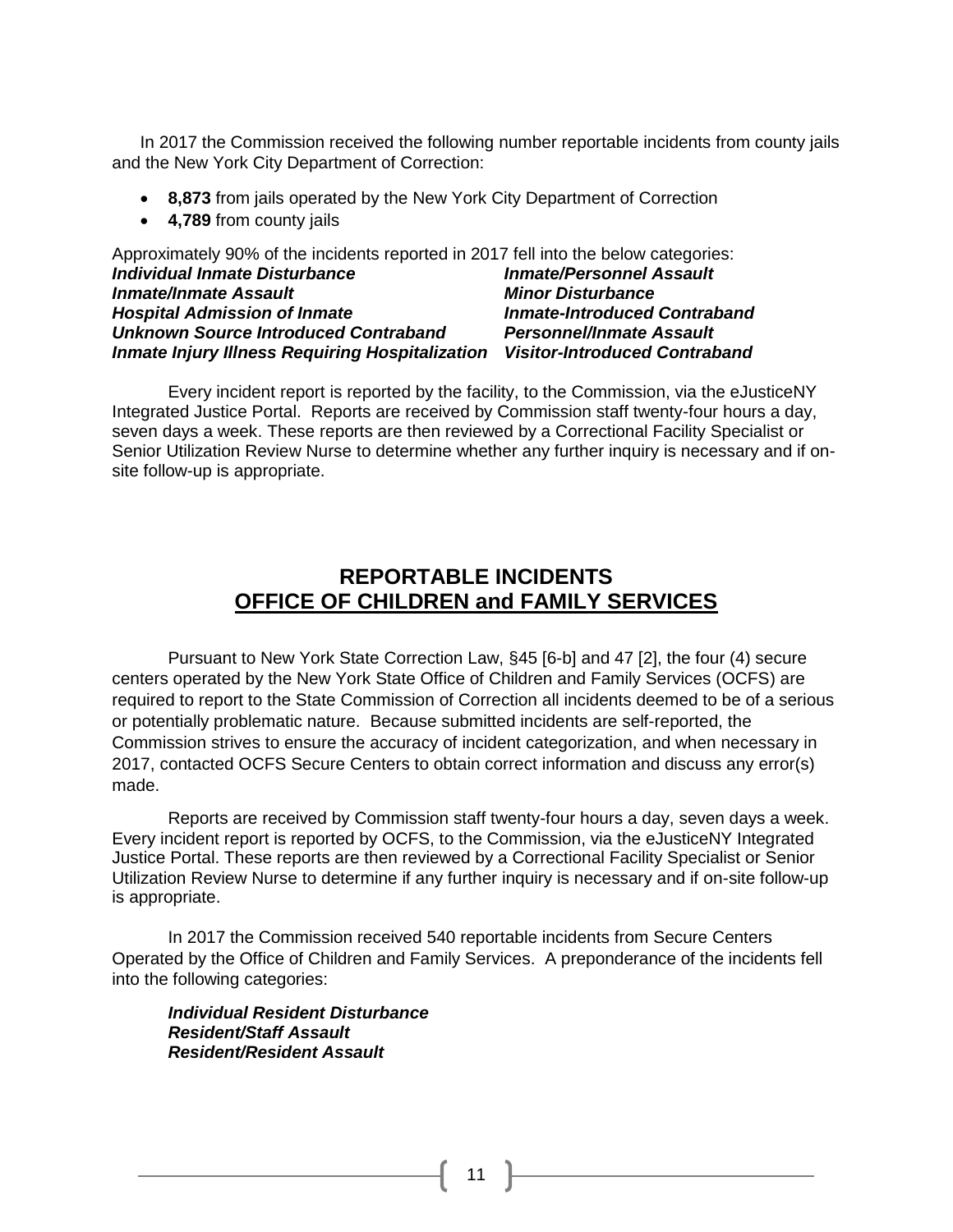In 2017 the Commission received the following number reportable incidents from county jails and the New York City Department of Correction:

- **8,873** from jails operated by the New York City Department of Correction
- **4,789** from county jails

Approximately 90% of the incidents reported in 2017 fell into the below categories:

***Individual Inmate Disturbance***
***Inmate/Personnel Assault***
***Inmate/Inmate Assault***
***Minor Disturbance***
***Hospital Admission of Inmate***
***Inmate-Introduced Contraband***
***Unknown Source Introduced Contraband***
***Personnel/Inmate Assault***
***Inmate Injury Illness Requiring Hospitalization***
***Visitor-Introduced Contraband***

Every incident report is reported by the facility, to the Commission, via the eJusticeNY Integrated Justice Portal. Reports are received by Commission staff twenty-four hours a day, seven days a week. These reports are then reviewed by a Correctional Facility Specialist or Senior Utilization Review Nurse to determine whether any further inquiry is necessary and if on-site follow-up is appropriate.

## REPORTABLE INCIDENTS
## OFFICE OF CHILDREN and FAMILY SERVICES

Pursuant to New York State Correction Law, §45 [6-b] and 47 [2], the four (4) secure centers operated by the New York State Office of Children and Family Services (OCFS) are required to report to the State Commission of Correction all incidents deemed to be of a serious or potentially problematic nature. Because submitted incidents are self-reported, the Commission strives to ensure the accuracy of incident categorization, and when necessary in 2017, contacted OCFS Secure Centers to obtain correct information and discuss any error(s) made.

Reports are received by Commission staff twenty-four hours a day, seven days a week. Every incident report is reported by OCFS, to the Commission, via the eJusticeNY Integrated Justice Portal. These reports are then reviewed by a Correctional Facility Specialist or Senior Utilization Review Nurse to determine if any further inquiry is necessary and if on-site follow-up is appropriate.

In 2017 the Commission received 540 reportable incidents from Secure Centers Operated by the Office of Children and Family Services. A preponderance of the incidents fell into the following categories:

***Individual Resident Disturbance***
***Resident/Staff Assault***
***Resident/Resident Assault***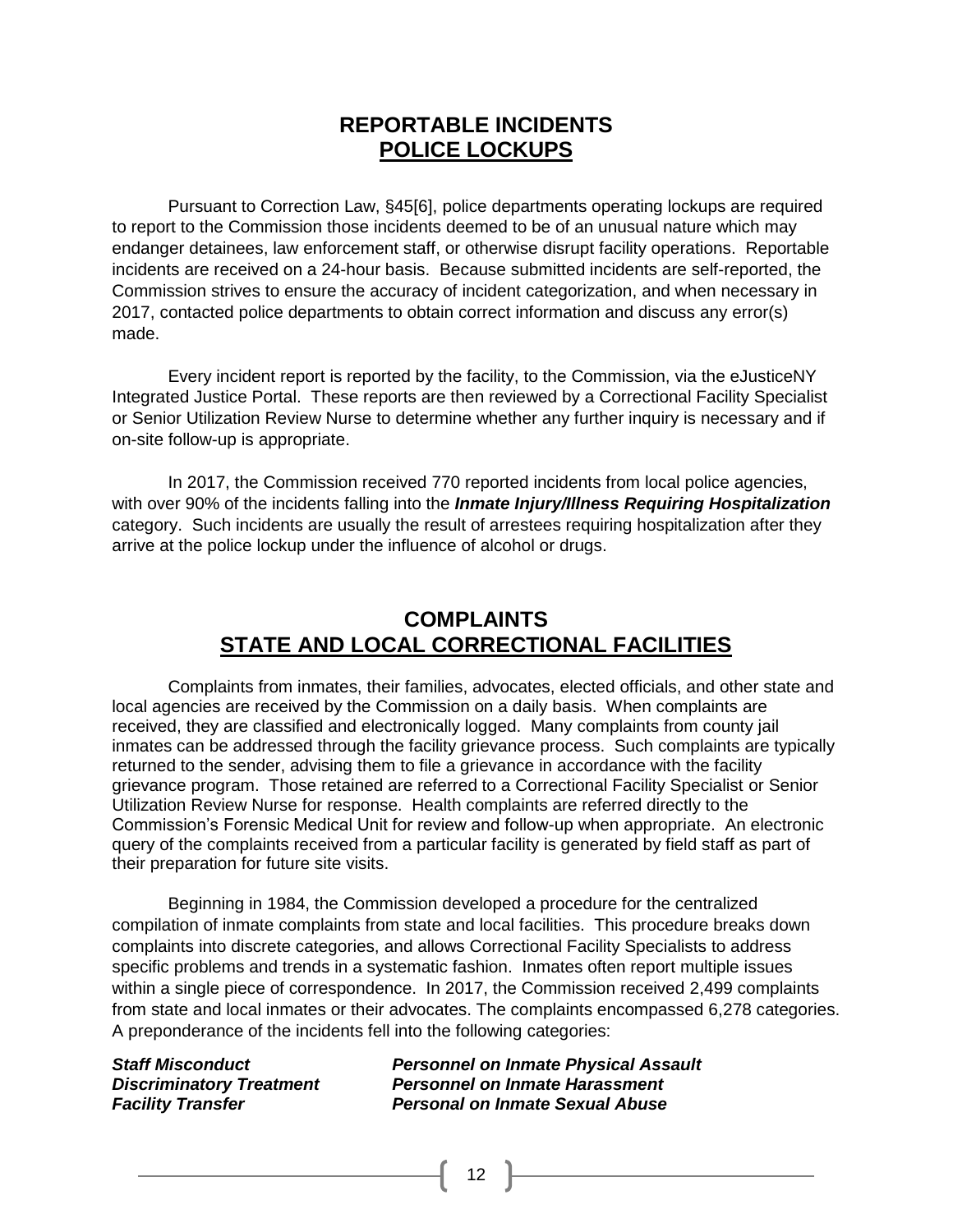## REPORTABLE INCIDENTS
## POLICE LOCKUPS

Pursuant to Correction Law, §45[6], police departments operating lockups are required to report to the Commission those incidents deemed to be of an unusual nature which may endanger detainees, law enforcement staff, or otherwise disrupt facility operations. Reportable incidents are received on a 24-hour basis. Because submitted incidents are self-reported, the Commission strives to ensure the accuracy of incident categorization, and when necessary in 2017, contacted police departments to obtain correct information and discuss any error(s) made.

Every incident report is reported by the facility, to the Commission, via the eJusticeNY Integrated Justice Portal. These reports are then reviewed by a Correctional Facility Specialist or Senior Utilization Review Nurse to determine whether any further inquiry is necessary and if on-site follow-up is appropriate.

In 2017, the Commission received 770 reported incidents from local police agencies, with over 90% of the incidents falling into the ***Inmate Injury/Illness Requiring Hospitalization*** category. Such incidents are usually the result of arrestees requiring hospitalization after they arrive at the police lockup under the influence of alcohol or drugs.

## COMPLAINTS
## STATE AND LOCAL CORRECTIONAL FACILITIES

Complaints from inmates, their families, advocates, elected officials, and other state and local agencies are received by the Commission on a daily basis. When complaints are received, they are classified and electronically logged. Many complaints from county jail inmates can be addressed through the facility grievance process. Such complaints are typically returned to the sender, advising them to file a grievance in accordance with the facility grievance program. Those retained are referred to a Correctional Facility Specialist or Senior Utilization Review Nurse for response. Health complaints are referred directly to the Commission's Forensic Medical Unit for review and follow-up when appropriate. An electronic query of the complaints received from a particular facility is generated by field staff as part of their preparation for future site visits.

Beginning in 1984, the Commission developed a procedure for the centralized compilation of inmate complaints from state and local facilities. This procedure breaks down complaints into discrete categories, and allows Correctional Facility Specialists to address specific problems and trends in a systematic fashion. Inmates often report multiple issues within a single piece of correspondence. In 2017, the Commission received 2,499 complaints from state and local inmates or their advocates. The complaints encompassed 6,278 categories. A preponderance of the incidents fell into the following categories:

***Staff Misconduct*** — ***Personnel on Inmate Physical Assault***
***Discriminatory Treatment*** — ***Personnel on Inmate Harassment***
***Facility Transfer*** — ***Personal on Inmate Sexual Abuse***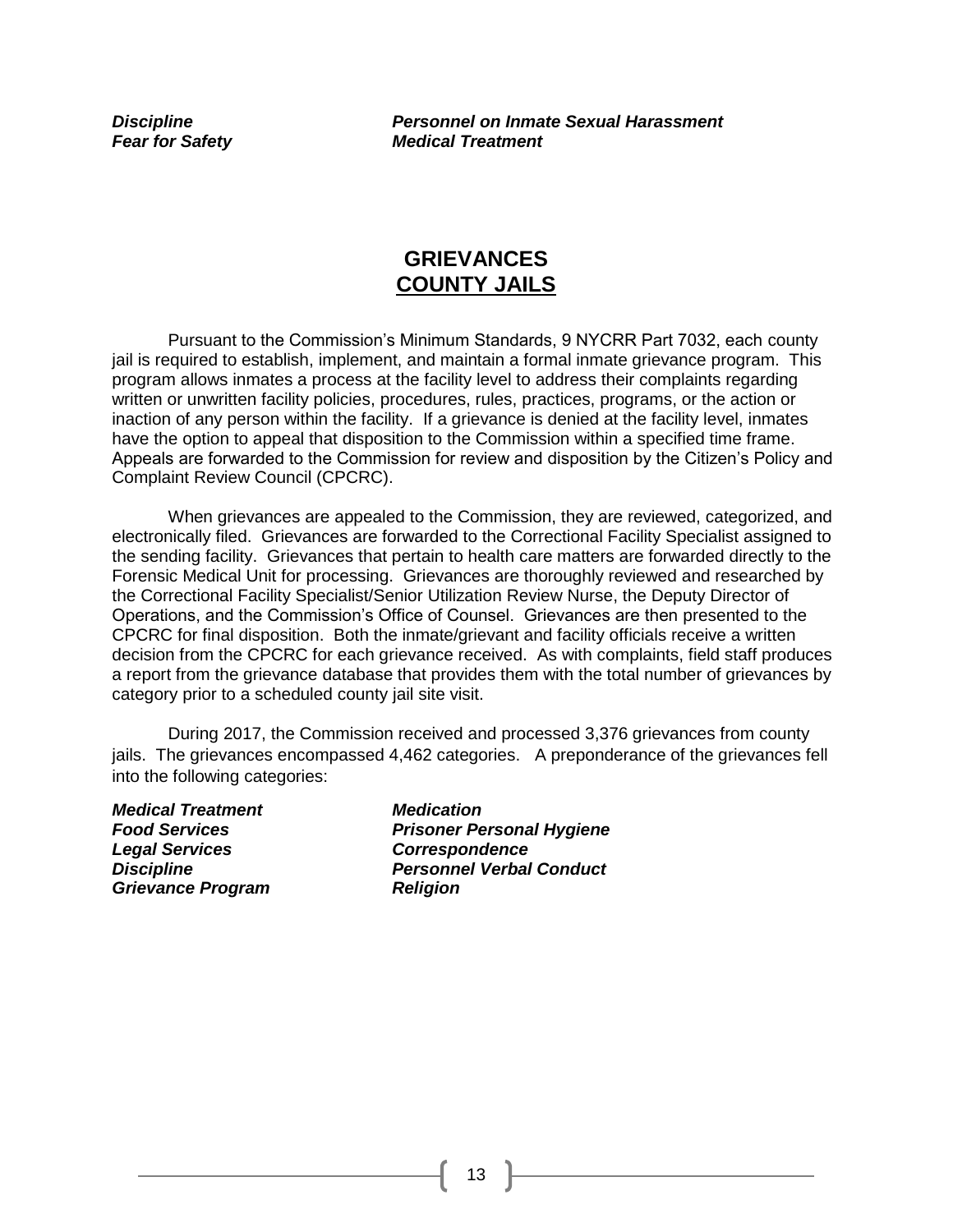*Discipline* *Personnel on Inmate Sexual Harassment*
*Fear for Safety* *Medical Treatment*

## GRIEVANCES
## COUNTY JAILS

Pursuant to the Commission's Minimum Standards, 9 NYCRR Part 7032, each county jail is required to establish, implement, and maintain a formal inmate grievance program. This program allows inmates a process at the facility level to address their complaints regarding written or unwritten facility policies, procedures, rules, practices, programs, or the action or inaction of any person within the facility. If a grievance is denied at the facility level, inmates have the option to appeal that disposition to the Commission within a specified time frame. Appeals are forwarded to the Commission for review and disposition by the Citizen's Policy and Complaint Review Council (CPCRC).

When grievances are appealed to the Commission, they are reviewed, categorized, and electronically filed. Grievances are forwarded to the Correctional Facility Specialist assigned to the sending facility. Grievances that pertain to health care matters are forwarded directly to the Forensic Medical Unit for processing. Grievances are thoroughly reviewed and researched by the Correctional Facility Specialist/Senior Utilization Review Nurse, the Deputy Director of Operations, and the Commission's Office of Counsel. Grievances are then presented to the CPCRC for final disposition. Both the inmate/grievant and facility officials receive a written decision from the CPCRC for each grievance received. As with complaints, field staff produces a report from the grievance database that provides them with the total number of grievances by category prior to a scheduled county jail site visit.

During 2017, the Commission received and processed 3,376 grievances from county jails. The grievances encompassed 4,462 categories. A preponderance of the grievances fell into the following categories:

*Medical Treatment* *Medication*
*Food Services* *Prisoner Personal Hygiene*
*Legal Services* *Correspondence*
*Discipline* *Personnel Verbal Conduct*
*Grievance Program* *Religion*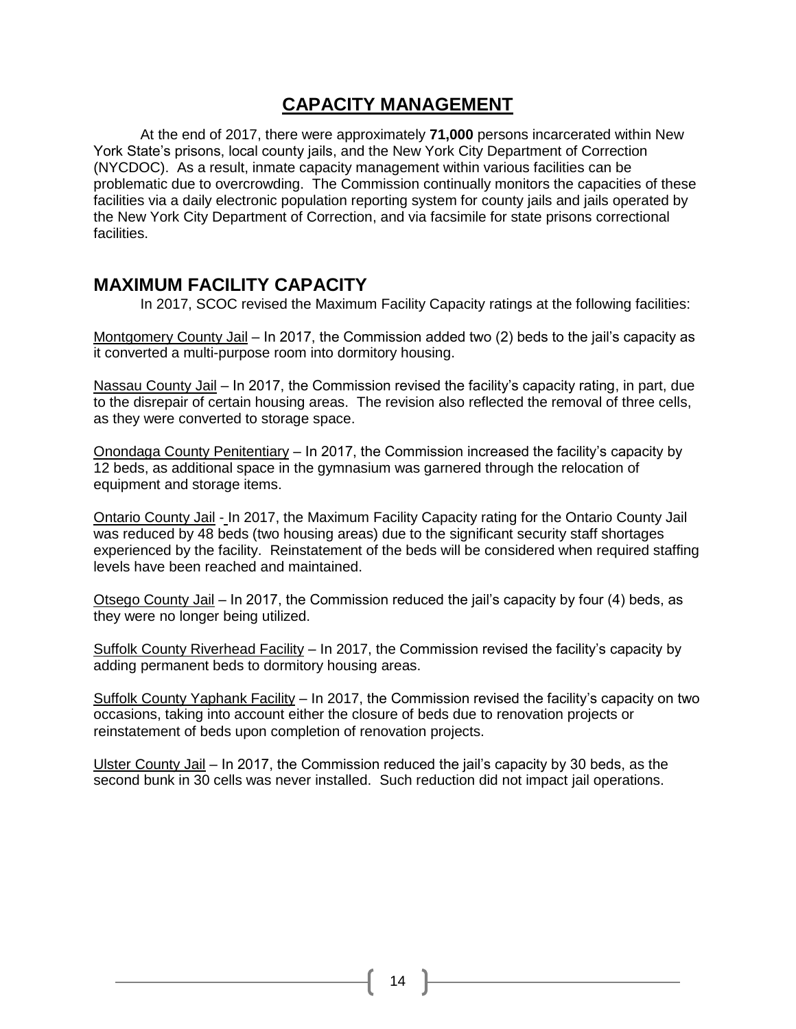# CAPACITY MANAGEMENT

At the end of 2017, there were approximately **71,000** persons incarcerated within New York State's prisons, local county jails, and the New York City Department of Correction (NYCDOC). As a result, inmate capacity management within various facilities can be problematic due to overcrowding. The Commission continually monitors the capacities of these facilities via a daily electronic population reporting system for county jails and jails operated by the New York City Department of Correction, and via facsimile for state prisons correctional facilities.

## MAXIMUM FACILITY CAPACITY

In 2017, SCOC revised the Maximum Facility Capacity ratings at the following facilities:

Montgomery County Jail – In 2017, the Commission added two (2) beds to the jail's capacity as it converted a multi-purpose room into dormitory housing.

Nassau County Jail – In 2017, the Commission revised the facility's capacity rating, in part, due to the disrepair of certain housing areas. The revision also reflected the removal of three cells, as they were converted to storage space.

Onondaga County Penitentiary – In 2017, the Commission increased the facility's capacity by 12 beds, as additional space in the gymnasium was garnered through the relocation of equipment and storage items.

Ontario County Jail - In 2017, the Maximum Facility Capacity rating for the Ontario County Jail was reduced by 48 beds (two housing areas) due to the significant security staff shortages experienced by the facility. Reinstatement of the beds will be considered when required staffing levels have been reached and maintained.

Otsego County Jail – In 2017, the Commission reduced the jail's capacity by four (4) beds, as they were no longer being utilized.

Suffolk County Riverhead Facility – In 2017, the Commission revised the facility's capacity by adding permanent beds to dormitory housing areas.

Suffolk County Yaphank Facility – In 2017, the Commission revised the facility's capacity on two occasions, taking into account either the closure of beds due to renovation projects or reinstatement of beds upon completion of renovation projects.

Ulster County Jail – In 2017, the Commission reduced the jail's capacity by 30 beds, as the second bunk in 30 cells was never installed. Such reduction did not impact jail operations.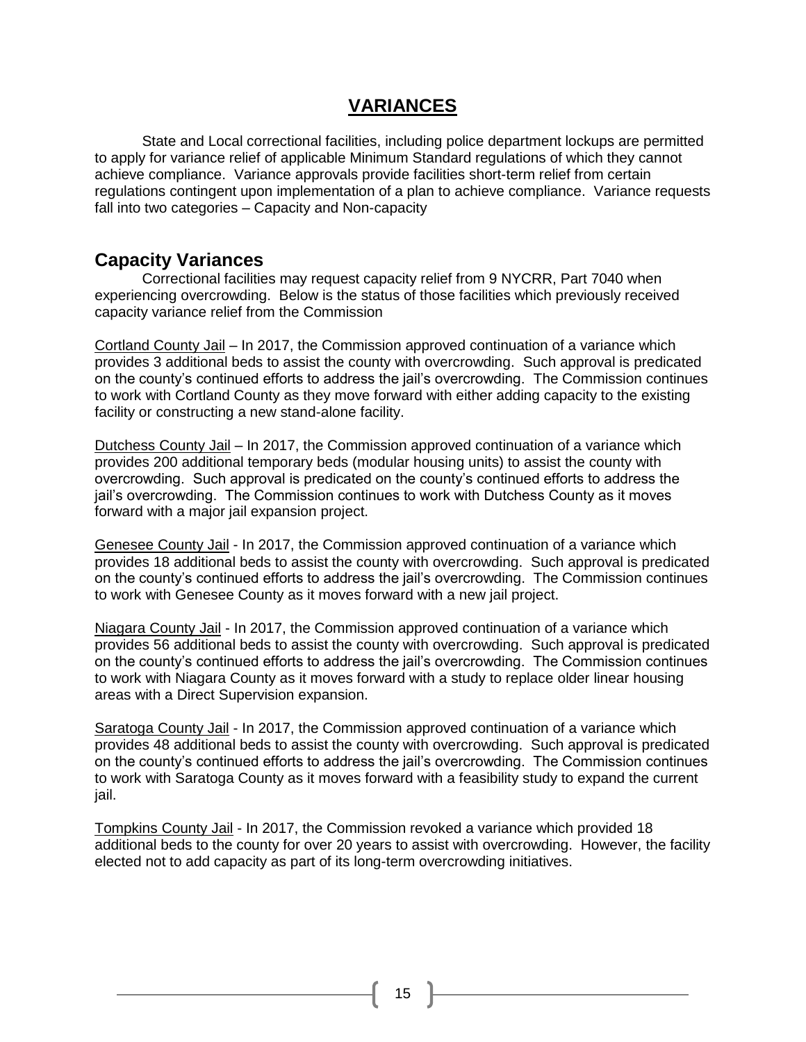# VARIANCES

State and Local correctional facilities, including police department lockups are permitted to apply for variance relief of applicable Minimum Standard regulations of which they cannot achieve compliance. Variance approvals provide facilities short-term relief from certain regulations contingent upon implementation of a plan to achieve compliance. Variance requests fall into two categories – Capacity and Non-capacity

## Capacity Variances

Correctional facilities may request capacity relief from 9 NYCRR, Part 7040 when experiencing overcrowding. Below is the status of those facilities which previously received capacity variance relief from the Commission

Cortland County Jail – In 2017, the Commission approved continuation of a variance which provides 3 additional beds to assist the county with overcrowding. Such approval is predicated on the county's continued efforts to address the jail's overcrowding. The Commission continues to work with Cortland County as they move forward with either adding capacity to the existing facility or constructing a new stand-alone facility.

Dutchess County Jail – In 2017, the Commission approved continuation of a variance which provides 200 additional temporary beds (modular housing units) to assist the county with overcrowding. Such approval is predicated on the county's continued efforts to address the jail's overcrowding. The Commission continues to work with Dutchess County as it moves forward with a major jail expansion project.

Genesee County Jail - In 2017, the Commission approved continuation of a variance which provides 18 additional beds to assist the county with overcrowding. Such approval is predicated on the county's continued efforts to address the jail's overcrowding. The Commission continues to work with Genesee County as it moves forward with a new jail project.

Niagara County Jail - In 2017, the Commission approved continuation of a variance which provides 56 additional beds to assist the county with overcrowding. Such approval is predicated on the county's continued efforts to address the jail's overcrowding. The Commission continues to work with Niagara County as it moves forward with a study to replace older linear housing areas with a Direct Supervision expansion.

Saratoga County Jail - In 2017, the Commission approved continuation of a variance which provides 48 additional beds to assist the county with overcrowding. Such approval is predicated on the county's continued efforts to address the jail's overcrowding. The Commission continues to work with Saratoga County as it moves forward with a feasibility study to expand the current jail.

Tompkins County Jail - In 2017, the Commission revoked a variance which provided 18 additional beds to the county for over 20 years to assist with overcrowding. However, the facility elected not to add capacity as part of its long-term overcrowding initiatives.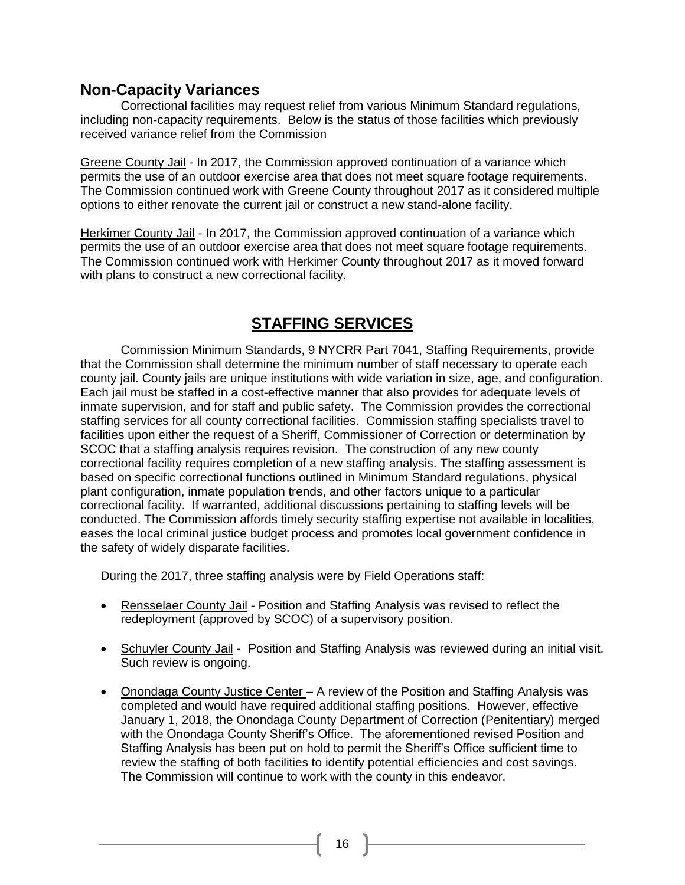## Non-Capacity Variances

Correctional facilities may request relief from various Minimum Standard regulations, including non-capacity requirements. Below is the status of those facilities which previously received variance relief from the Commission

Greene County Jail - In 2017, the Commission approved continuation of a variance which permits the use of an outdoor exercise area that does not meet square footage requirements. The Commission continued work with Greene County throughout 2017 as it considered multiple options to either renovate the current jail or construct a new stand-alone facility.

Herkimer County Jail - In 2017, the Commission approved continuation of a variance which permits the use of an outdoor exercise area that does not meet square footage requirements. The Commission continued work with Herkimer County throughout 2017 as it moved forward with plans to construct a new correctional facility.

# STAFFING SERVICES

Commission Minimum Standards, 9 NYCRR Part 7041, Staffing Requirements, provide that the Commission shall determine the minimum number of staff necessary to operate each county jail. County jails are unique institutions with wide variation in size, age, and configuration. Each jail must be staffed in a cost-effective manner that also provides for adequate levels of inmate supervision, and for staff and public safety. The Commission provides the correctional staffing services for all county correctional facilities. Commission staffing specialists travel to facilities upon either the request of a Sheriff, Commissioner of Correction or determination by SCOC that a staffing analysis requires revision. The construction of any new county correctional facility requires completion of a new staffing analysis. The staffing assessment is based on specific correctional functions outlined in Minimum Standard regulations, physical plant configuration, inmate population trends, and other factors unique to a particular correctional facility. If warranted, additional discussions pertaining to staffing levels will be conducted. The Commission affords timely security staffing expertise not available in localities, eases the local criminal justice budget process and promotes local government confidence in the safety of widely disparate facilities.

During the 2017, three staffing analysis were by Field Operations staff:

- Rensselaer County Jail - Position and Staffing Analysis was revised to reflect the redeployment (approved by SCOC) of a supervisory position.
- Schuyler County Jail - Position and Staffing Analysis was reviewed during an initial visit. Such review is ongoing.
- Onondaga County Justice Center – A review of the Position and Staffing Analysis was completed and would have required additional staffing positions. However, effective January 1, 2018, the Onondaga County Department of Correction (Penitentiary) merged with the Onondaga County Sheriff's Office. The aforementioned revised Position and Staffing Analysis has been put on hold to permit the Sheriff's Office sufficient time to review the staffing of both facilities to identify potential efficiencies and cost savings. The Commission will continue to work with the county in this endeavor.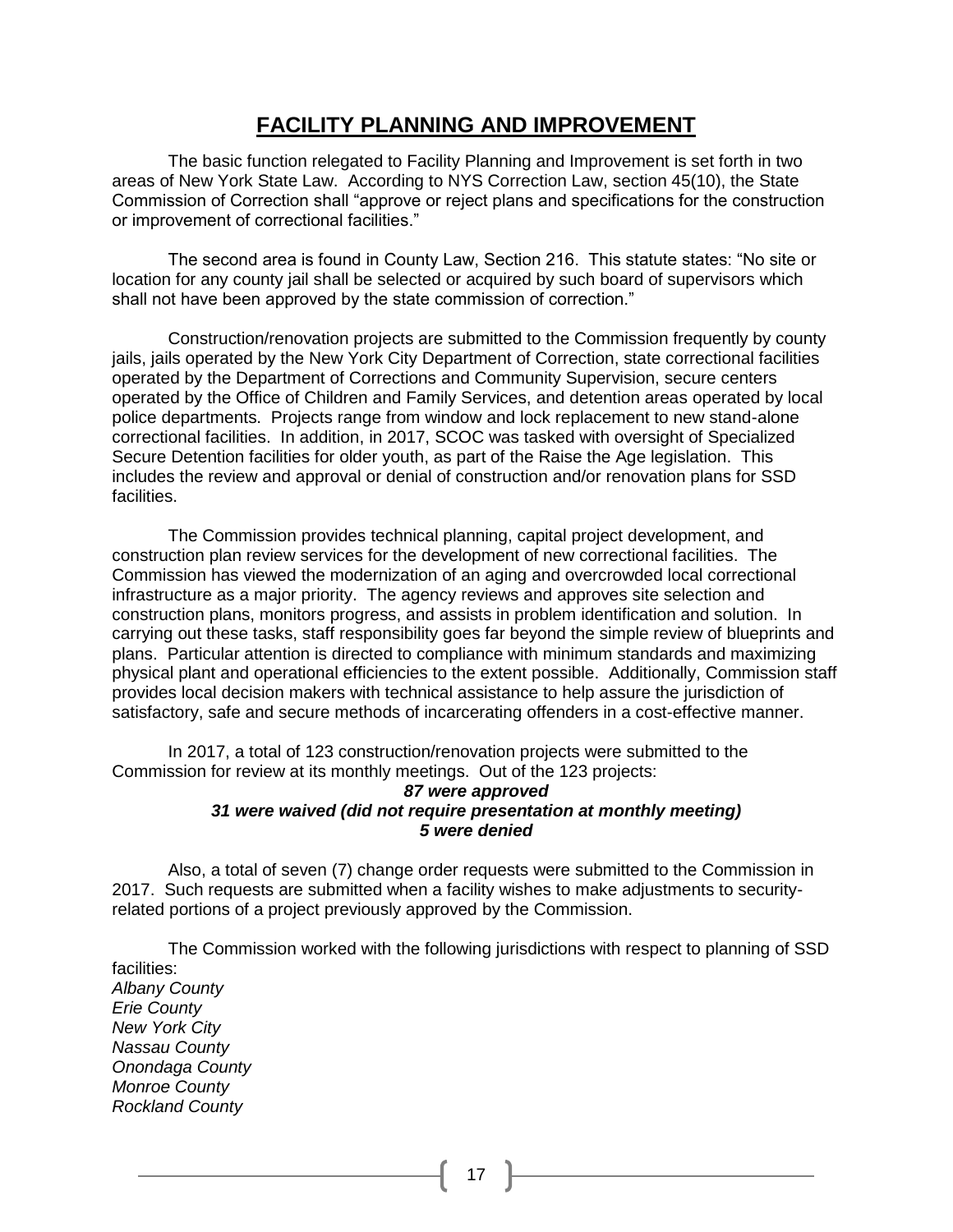# FACILITY PLANNING AND IMPROVEMENT

The basic function relegated to Facility Planning and Improvement is set forth in two areas of New York State Law. According to NYS Correction Law, section 45(10), the State Commission of Correction shall "approve or reject plans and specifications for the construction or improvement of correctional facilities."

The second area is found in County Law, Section 216. This statute states: "No site or location for any county jail shall be selected or acquired by such board of supervisors which shall not have been approved by the state commission of correction."

Construction/renovation projects are submitted to the Commission frequently by county jails, jails operated by the New York City Department of Correction, state correctional facilities operated by the Department of Corrections and Community Supervision, secure centers operated by the Office of Children and Family Services, and detention areas operated by local police departments. Projects range from window and lock replacement to new stand-alone correctional facilities. In addition, in 2017, SCOC was tasked with oversight of Specialized Secure Detention facilities for older youth, as part of the Raise the Age legislation. This includes the review and approval or denial of construction and/or renovation plans for SSD facilities.

The Commission provides technical planning, capital project development, and construction plan review services for the development of new correctional facilities. The Commission has viewed the modernization of an aging and overcrowded local correctional infrastructure as a major priority. The agency reviews and approves site selection and construction plans, monitors progress, and assists in problem identification and solution. In carrying out these tasks, staff responsibility goes far beyond the simple review of blueprints and plans. Particular attention is directed to compliance with minimum standards and maximizing physical plant and operational efficiencies to the extent possible. Additionally, Commission staff provides local decision makers with technical assistance to help assure the jurisdiction of satisfactory, safe and secure methods of incarcerating offenders in a cost-effective manner.

In 2017, a total of 123 construction/renovation projects were submitted to the Commission for review at its monthly meetings. Out of the 123 projects:

***87 were approved***
***31 were waived (did not require presentation at monthly meeting)***
***5 were denied***

Also, a total of seven (7) change order requests were submitted to the Commission in 2017. Such requests are submitted when a facility wishes to make adjustments to security-related portions of a project previously approved by the Commission.

The Commission worked with the following jurisdictions with respect to planning of SSD facilities:

*Albany County*
*Erie County*
*New York City*
*Nassau County*
*Onondaga County*
*Monroe County*
*Rockland County*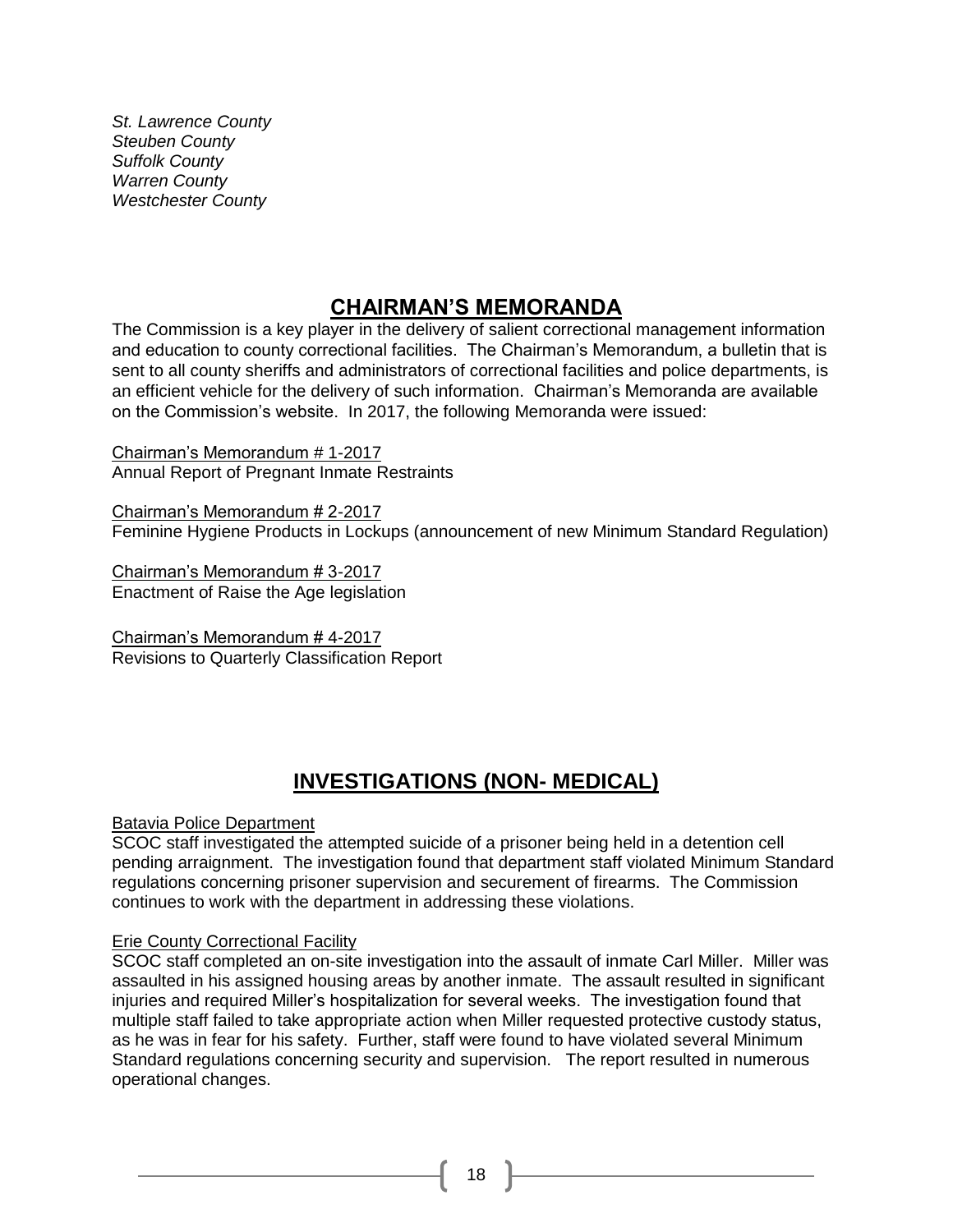*St. Lawrence County*
*Steuben County*
*Suffolk County*
*Warren County*
*Westchester County*

## CHAIRMAN'S MEMORANDA

The Commission is a key player in the delivery of salient correctional management information and education to county correctional facilities. The Chairman's Memorandum, a bulletin that is sent to all county sheriffs and administrators of correctional facilities and police departments, is an efficient vehicle for the delivery of such information. Chairman's Memoranda are available on the Commission's website. In 2017, the following Memoranda were issued:

Chairman's Memorandum # 1-2017
Annual Report of Pregnant Inmate Restraints

Chairman's Memorandum # 2-2017
Feminine Hygiene Products in Lockups (announcement of new Minimum Standard Regulation)

Chairman's Memorandum # 3-2017
Enactment of Raise the Age legislation

Chairman's Memorandum # 4-2017
Revisions to Quarterly Classification Report

## INVESTIGATIONS (NON- MEDICAL)

Batavia Police Department

SCOC staff investigated the attempted suicide of a prisoner being held in a detention cell pending arraignment. The investigation found that department staff violated Minimum Standard regulations concerning prisoner supervision and securement of firearms. The Commission continues to work with the department in addressing these violations.

Erie County Correctional Facility

SCOC staff completed an on-site investigation into the assault of inmate Carl Miller. Miller was assaulted in his assigned housing areas by another inmate. The assault resulted in significant injuries and required Miller's hospitalization for several weeks. The investigation found that multiple staff failed to take appropriate action when Miller requested protective custody status, as he was in fear for his safety. Further, staff were found to have violated several Minimum Standard regulations concerning security and supervision. The report resulted in numerous operational changes.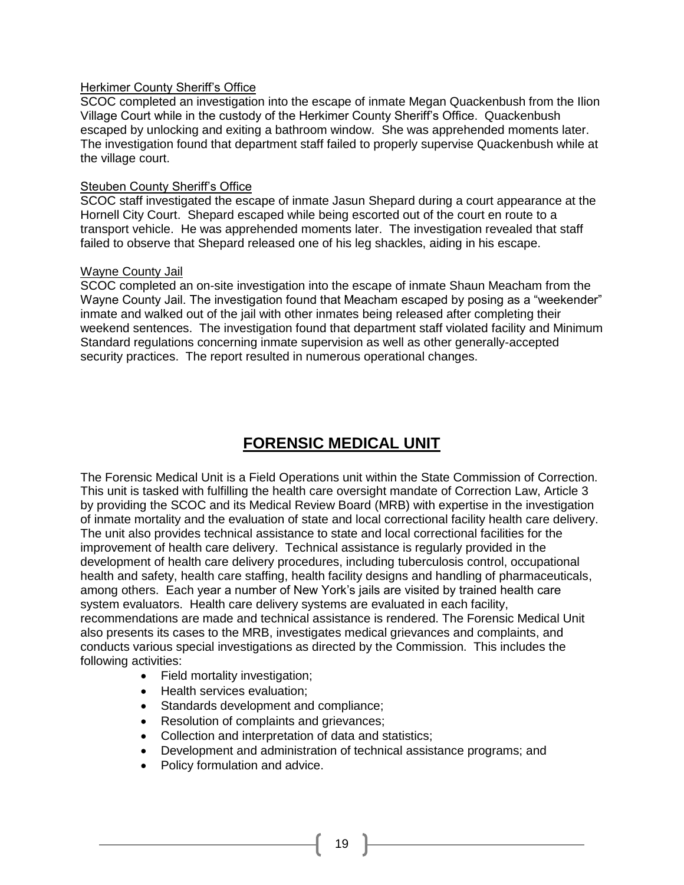Herkimer County Sheriff's Office

SCOC completed an investigation into the escape of inmate Megan Quackenbush from the Ilion Village Court while in the custody of the Herkimer County Sheriff's Office. Quackenbush escaped by unlocking and exiting a bathroom window. She was apprehended moments later. The investigation found that department staff failed to properly supervise Quackenbush while at the village court.

Steuben County Sheriff's Office

SCOC staff investigated the escape of inmate Jasun Shepard during a court appearance at the Hornell City Court. Shepard escaped while being escorted out of the court en route to a transport vehicle. He was apprehended moments later. The investigation revealed that staff failed to observe that Shepard released one of his leg shackles, aiding in his escape.

Wayne County Jail

SCOC completed an on-site investigation into the escape of inmate Shaun Meacham from the Wayne County Jail. The investigation found that Meacham escaped by posing as a "weekender" inmate and walked out of the jail with other inmates being released after completing their weekend sentences. The investigation found that department staff violated facility and Minimum Standard regulations concerning inmate supervision as well as other generally-accepted security practices. The report resulted in numerous operational changes.

## FORENSIC MEDICAL UNIT

The Forensic Medical Unit is a Field Operations unit within the State Commission of Correction. This unit is tasked with fulfilling the health care oversight mandate of Correction Law, Article 3 by providing the SCOC and its Medical Review Board (MRB) with expertise in the investigation of inmate mortality and the evaluation of state and local correctional facility health care delivery. The unit also provides technical assistance to state and local correctional facilities for the improvement of health care delivery. Technical assistance is regularly provided in the development of health care delivery procedures, including tuberculosis control, occupational health and safety, health care staffing, health facility designs and handling of pharmaceuticals, among others. Each year a number of New York's jails are visited by trained health care system evaluators. Health care delivery systems are evaluated in each facility, recommendations are made and technical assistance is rendered. The Forensic Medical Unit also presents its cases to the MRB, investigates medical grievances and complaints, and conducts various special investigations as directed by the Commission. This includes the following activities:

- Field mortality investigation;
- Health services evaluation;
- Standards development and compliance;
- Resolution of complaints and grievances;
- Collection and interpretation of data and statistics;
- Development and administration of technical assistance programs; and
- Policy formulation and advice.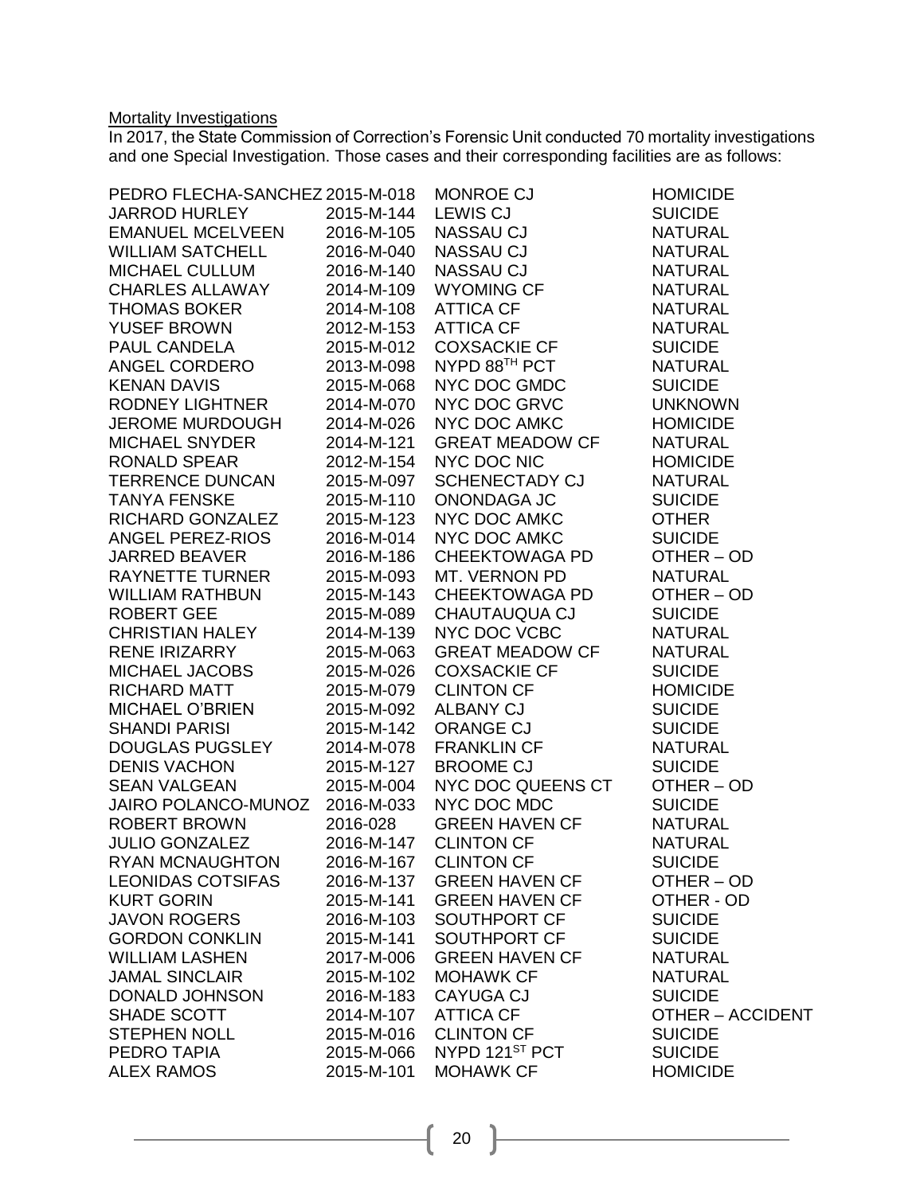Mortality Investigations

In 2017, the State Commission of Correction's Forensic Unit conducted 70 mortality investigations and one Special Investigation. Those cases and their corresponding facilities are as follows:

| | | | |
|---|---|---|---|
| PEDRO FLECHA-SANCHEZ | 2015-M-018 | MONROE CJ | HOMICIDE |
| JARROD HURLEY | 2015-M-144 | LEWIS CJ | SUICIDE |
| EMANUEL MCELVEEN | 2016-M-105 | NASSAU CJ | NATURAL |
| WILLIAM SATCHELL | 2016-M-040 | NASSAU CJ | NATURAL |
| MICHAEL CULLUM | 2016-M-140 | NASSAU CJ | NATURAL |
| CHARLES ALLAWAY | 2014-M-109 | WYOMING CF | NATURAL |
| THOMAS BOKER | 2014-M-108 | ATTICA CF | NATURAL |
| YUSEF BROWN | 2012-M-153 | ATTICA CF | NATURAL |
| PAUL CANDELA | 2015-M-012 | COXSACKIE CF | SUICIDE |
| ANGEL CORDERO | 2013-M-098 | NYPD 88TH PCT | NATURAL |
| KENAN DAVIS | 2015-M-068 | NYC DOC GMDC | SUICIDE |
| RODNEY LIGHTNER | 2014-M-070 | NYC DOC GRVC | UNKNOWN |
| JEROME MURDOUGH | 2014-M-026 | NYC DOC AMKC | HOMICIDE |
| MICHAEL SNYDER | 2014-M-121 | GREAT MEADOW CF | NATURAL |
| RONALD SPEAR | 2012-M-154 | NYC DOC NIC | HOMICIDE |
| TERRENCE DUNCAN | 2015-M-097 | SCHENECTADY CJ | NATURAL |
| TANYA FENSKE | 2015-M-110 | ONONDAGA JC | SUICIDE |
| RICHARD GONZALEZ | 2015-M-123 | NYC DOC AMKC | OTHER |
| ANGEL PEREZ-RIOS | 2016-M-014 | NYC DOC AMKC | SUICIDE |
| JARRED BEAVER | 2016-M-186 | CHEEKTOWAGA PD | OTHER – OD |
| RAYNETTE TURNER | 2015-M-093 | MT. VERNON PD | NATURAL |
| WILLIAM RATHBUN | 2015-M-143 | CHEEKTOWAGA PD | OTHER – OD |
| ROBERT GEE | 2015-M-089 | CHAUTAUQUA CJ | SUICIDE |
| CHRISTIAN HALEY | 2014-M-139 | NYC DOC VCBC | NATURAL |
| RENE IRIZARRY | 2015-M-063 | GREAT MEADOW CF | NATURAL |
| MICHAEL JACOBS | 2015-M-026 | COXSACKIE CF | SUICIDE |
| RICHARD MATT | 2015-M-079 | CLINTON CF | HOMICIDE |
| MICHAEL O'BRIEN | 2015-M-092 | ALBANY CJ | SUICIDE |
| SHANDI PARISI | 2015-M-142 | ORANGE CJ | SUICIDE |
| DOUGLAS PUGSLEY | 2014-M-078 | FRANKLIN CF | NATURAL |
| DENIS VACHON | 2015-M-127 | BROOME CJ | SUICIDE |
| SEAN VALGEAN | 2015-M-004 | NYC DOC QUEENS CT | OTHER – OD |
| JAIRO POLANCO-MUNOZ | 2016-M-033 | NYC DOC MDC | SUICIDE |
| ROBERT BROWN | 2016-028 | GREEN HAVEN CF | NATURAL |
| JULIO GONZALEZ | 2016-M-147 | CLINTON CF | NATURAL |
| RYAN MCNAUGHTON | 2016-M-167 | CLINTON CF | SUICIDE |
| LEONIDAS COTSIFAS | 2016-M-137 | GREEN HAVEN CF | OTHER – OD |
| KURT GORIN | 2015-M-141 | GREEN HAVEN CF | OTHER - OD |
| JAVON ROGERS | 2016-M-103 | SOUTHPORT CF | SUICIDE |
| GORDON CONKLIN | 2015-M-141 | SOUTHPORT CF | SUICIDE |
| WILLIAM LASHEN | 2017-M-006 | GREEN HAVEN CF | NATURAL |
| JAMAL SINCLAIR | 2015-M-102 | MOHAWK CF | NATURAL |
| DONALD JOHNSON | 2016-M-183 | CAYUGA CJ | SUICIDE |
| SHADE SCOTT | 2014-M-107 | ATTICA CF | OTHER – ACCIDENT |
| STEPHEN NOLL | 2015-M-016 | CLINTON CF | SUICIDE |
| PEDRO TAPIA | 2015-M-066 | NYPD 121ST PCT | SUICIDE |
| ALEX RAMOS | 2015-M-101 | MOHAWK CF | HOMICIDE |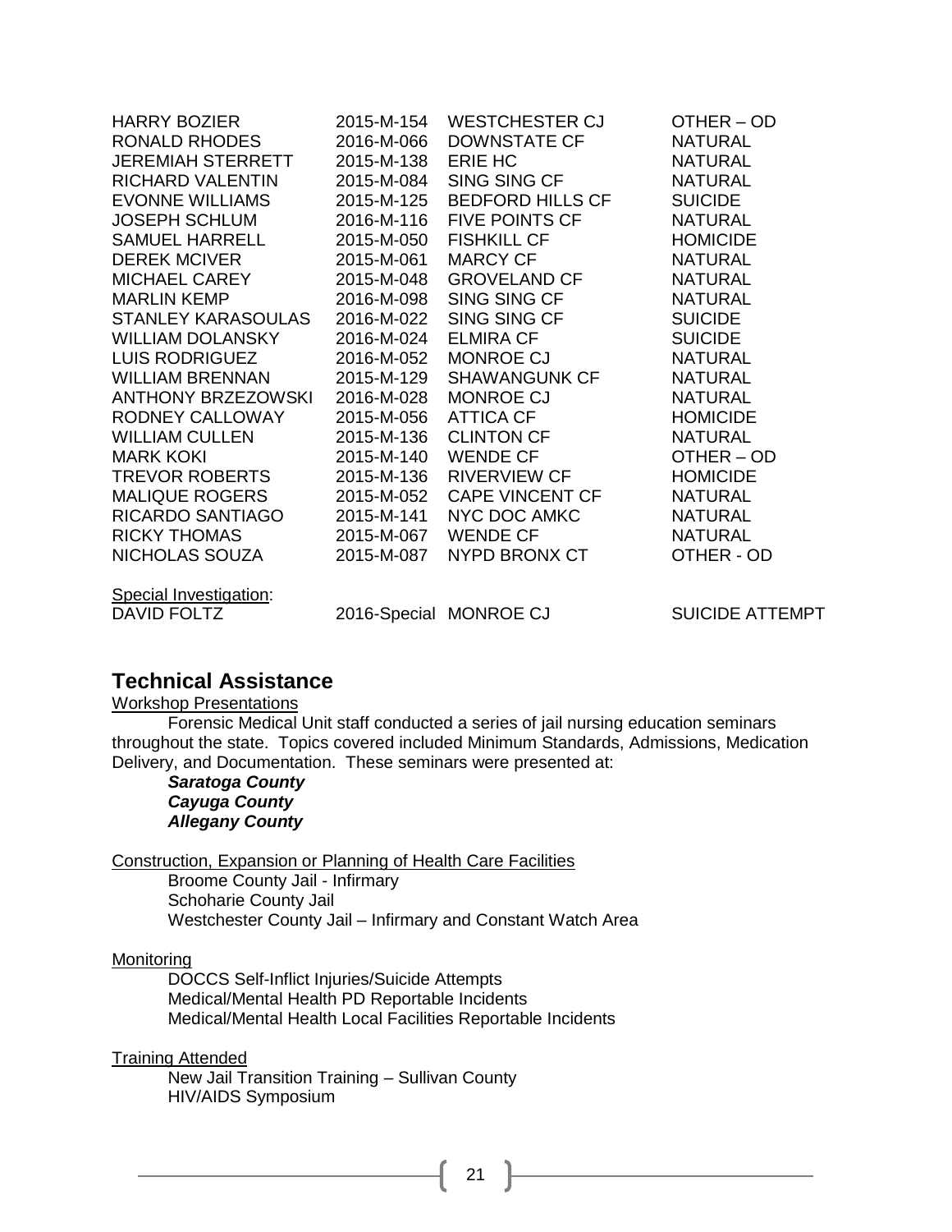| | | | |
|---|---|---|---|
| HARRY BOZIER | 2015-M-154 | WESTCHESTER CJ | OTHER – OD |
| RONALD RHODES | 2016-M-066 | DOWNSTATE CF | NATURAL |
| JEREMIAH STERRETT | 2015-M-138 | ERIE HC | NATURAL |
| RICHARD VALENTIN | 2015-M-084 | SING SING CF | NATURAL |
| EVONNE WILLIAMS | 2015-M-125 | BEDFORD HILLS CF | SUICIDE |
| JOSEPH SCHLUM | 2016-M-116 | FIVE POINTS CF | NATURAL |
| SAMUEL HARRELL | 2015-M-050 | FISHKILL CF | HOMICIDE |
| DEREK MCIVER | 2015-M-061 | MARCY CF | NATURAL |
| MICHAEL CAREY | 2015-M-048 | GROVELAND CF | NATURAL |
| MARLIN KEMP | 2016-M-098 | SING SING CF | NATURAL |
| STANLEY KARASOULAS | 2016-M-022 | SING SING CF | SUICIDE |
| WILLIAM DOLANSKY | 2016-M-024 | ELMIRA CF | SUICIDE |
| LUIS RODRIGUEZ | 2016-M-052 | MONROE CJ | NATURAL |
| WILLIAM BRENNAN | 2015-M-129 | SHAWANGUNK CF | NATURAL |
| ANTHONY BRZEZOWSKI | 2016-M-028 | MONROE CJ | NATURAL |
| RODNEY CALLOWAY | 2015-M-056 | ATTICA CF | HOMICIDE |
| WILLIAM CULLEN | 2015-M-136 | CLINTON CF | NATURAL |
| MARK KOKI | 2015-M-140 | WENDE CF | OTHER – OD |
| TREVOR ROBERTS | 2015-M-136 | RIVERVIEW CF | HOMICIDE |
| MALIQUE ROGERS | 2015-M-052 | CAPE VINCENT CF | NATURAL |
| RICARDO SANTIAGO | 2015-M-141 | NYC DOC AMKC | NATURAL |
| RICKY THOMAS | 2015-M-067 | WENDE CF | NATURAL |
| NICHOLAS SOUZA | 2015-M-087 | NYPD BRONX CT | OTHER - OD |

Special Investigation:

| | | | |
|---|---|---|---|
| DAVID FOLTZ | 2016-Special | MONROE CJ | SUICIDE ATTEMPT |

## Technical Assistance

Workshop Presentations

Forensic Medical Unit staff conducted a series of jail nursing education seminars throughout the state. Topics covered included Minimum Standards, Admissions, Medication Delivery, and Documentation. These seminars were presented at:

***Saratoga County***
***Cayuga County***
***Allegany County***

Construction, Expansion or Planning of Health Care Facilities

Broome County Jail - Infirmary
Schoharie County Jail
Westchester County Jail – Infirmary and Constant Watch Area

Monitoring

DOCCS Self-Inflict Injuries/Suicide Attempts
Medical/Mental Health PD Reportable Incidents
Medical/Mental Health Local Facilities Reportable Incidents

Training Attended

New Jail Transition Training – Sullivan County
HIV/AIDS Symposium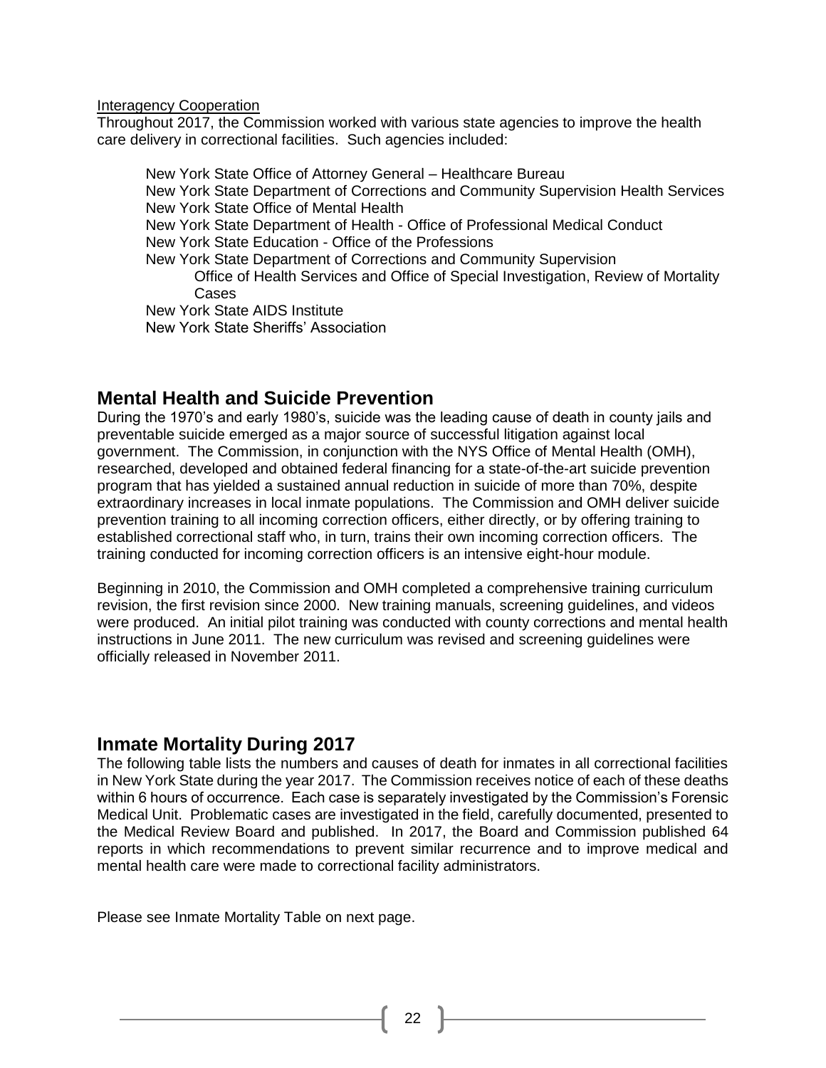Interagency Cooperation

Throughout 2017, the Commission worked with various state agencies to improve the health care delivery in correctional facilities. Such agencies included:

- New York State Office of Attorney General – Healthcare Bureau
- New York State Department of Corrections and Community Supervision Health Services
- New York State Office of Mental Health
- New York State Department of Health - Office of Professional Medical Conduct
- New York State Education - Office of the Professions
- New York State Department of Corrections and Community Supervision
  - Office of Health Services and Office of Special Investigation, Review of Mortality Cases
- New York State AIDS Institute
- New York State Sheriffs' Association

## Mental Health and Suicide Prevention

During the 1970's and early 1980's, suicide was the leading cause of death in county jails and preventable suicide emerged as a major source of successful litigation against local government. The Commission, in conjunction with the NYS Office of Mental Health (OMH), researched, developed and obtained federal financing for a state-of-the-art suicide prevention program that has yielded a sustained annual reduction in suicide of more than 70%, despite extraordinary increases in local inmate populations. The Commission and OMH deliver suicide prevention training to all incoming correction officers, either directly, or by offering training to established correctional staff who, in turn, trains their own incoming correction officers. The training conducted for incoming correction officers is an intensive eight-hour module.

Beginning in 2010, the Commission and OMH completed a comprehensive training curriculum revision, the first revision since 2000. New training manuals, screening guidelines, and videos were produced. An initial pilot training was conducted with county corrections and mental health instructions in June 2011. The new curriculum was revised and screening guidelines were officially released in November 2011.

## Inmate Mortality During 2017

The following table lists the numbers and causes of death for inmates in all correctional facilities in New York State during the year 2017. The Commission receives notice of each of these deaths within 6 hours of occurrence. Each case is separately investigated by the Commission's Forensic Medical Unit. Problematic cases are investigated in the field, carefully documented, presented to the Medical Review Board and published. In 2017, the Board and Commission published 64 reports in which recommendations to prevent similar recurrence and to improve medical and mental health care were made to correctional facility administrators.

Please see Inmate Mortality Table on next page.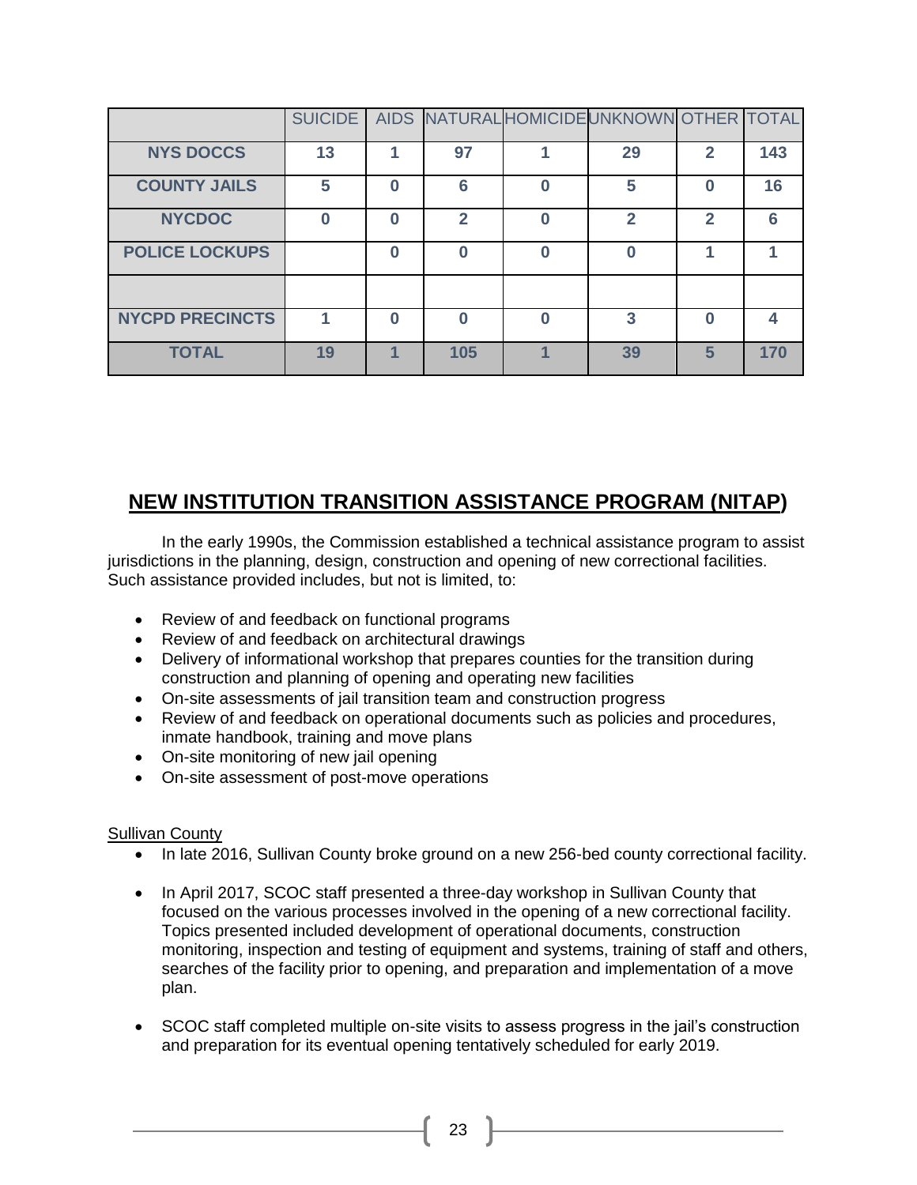| | SUICIDE | AIDS | NATURAL | HOMICIDE | UNKNOWN | OTHER | TOTAL |
|---|---|---|---|---|---|---|---|
| **NYS DOCCS** | 13 | 1 | 97 | 1 | 29 | 2 | 143 |
| **COUNTY JAILS** | 5 | 0 | 6 | 0 | 5 | 0 | 16 |
| **NYCDOC** | 0 | 0 | 2 | 0 | 2 | 2 | 6 |
| **POLICE LOCKUPS** | | 0 | 0 | 0 | 0 | 1 | 1 |
| | | | | | | | |
| **NYCPD PRECINCTS** | 1 | 0 | 0 | 0 | 3 | 0 | 4 |
| **TOTAL** | 19 | 1 | 105 | 1 | 39 | 5 | 170 |

## NEW INSTITUTION TRANSITION ASSISTANCE PROGRAM (NITAP)

In the early 1990s, the Commission established a technical assistance program to assist jurisdictions in the planning, design, construction and opening of new correctional facilities. Such assistance provided includes, but not is limited, to:

- Review of and feedback on functional programs
- Review of and feedback on architectural drawings
- Delivery of informational workshop that prepares counties for the transition during construction and planning of opening and operating new facilities
- On-site assessments of jail transition team and construction progress
- Review of and feedback on operational documents such as policies and procedures, inmate handbook, training and move plans
- On-site monitoring of new jail opening
- On-site assessment of post-move operations

Sullivan County

- In late 2016, Sullivan County broke ground on a new 256-bed county correctional facility.
- In April 2017, SCOC staff presented a three-day workshop in Sullivan County that focused on the various processes involved in the opening of a new correctional facility. Topics presented included development of operational documents, construction monitoring, inspection and testing of equipment and systems, training of staff and others, searches of the facility prior to opening, and preparation and implementation of a move plan.
- SCOC staff completed multiple on-site visits to assess progress in the jail's construction and preparation for its eventual opening tentatively scheduled for early 2019.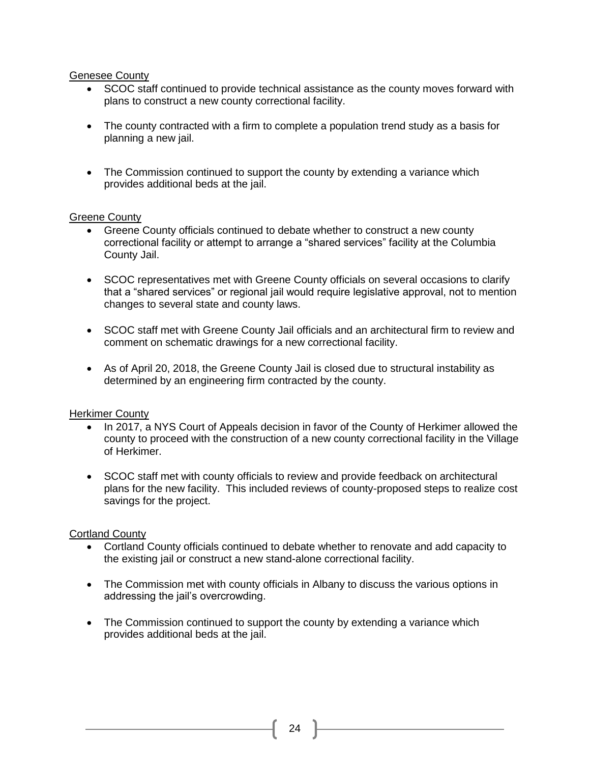Genesee County

- SCOC staff continued to provide technical assistance as the county moves forward with plans to construct a new county correctional facility.
- The county contracted with a firm to complete a population trend study as a basis for planning a new jail.
- The Commission continued to support the county by extending a variance which provides additional beds at the jail.

Greene County

- Greene County officials continued to debate whether to construct a new county correctional facility or attempt to arrange a "shared services" facility at the Columbia County Jail.
- SCOC representatives met with Greene County officials on several occasions to clarify that a "shared services" or regional jail would require legislative approval, not to mention changes to several state and county laws.
- SCOC staff met with Greene County Jail officials and an architectural firm to review and comment on schematic drawings for a new correctional facility.
- As of April 20, 2018, the Greene County Jail is closed due to structural instability as determined by an engineering firm contracted by the county.

Herkimer County

- In 2017, a NYS Court of Appeals decision in favor of the County of Herkimer allowed the county to proceed with the construction of a new county correctional facility in the Village of Herkimer.
- SCOC staff met with county officials to review and provide feedback on architectural plans for the new facility. This included reviews of county-proposed steps to realize cost savings for the project.

Cortland County

- Cortland County officials continued to debate whether to renovate and add capacity to the existing jail or construct a new stand-alone correctional facility.
- The Commission met with county officials in Albany to discuss the various options in addressing the jail's overcrowding.
- The Commission continued to support the county by extending a variance which provides additional beds at the jail.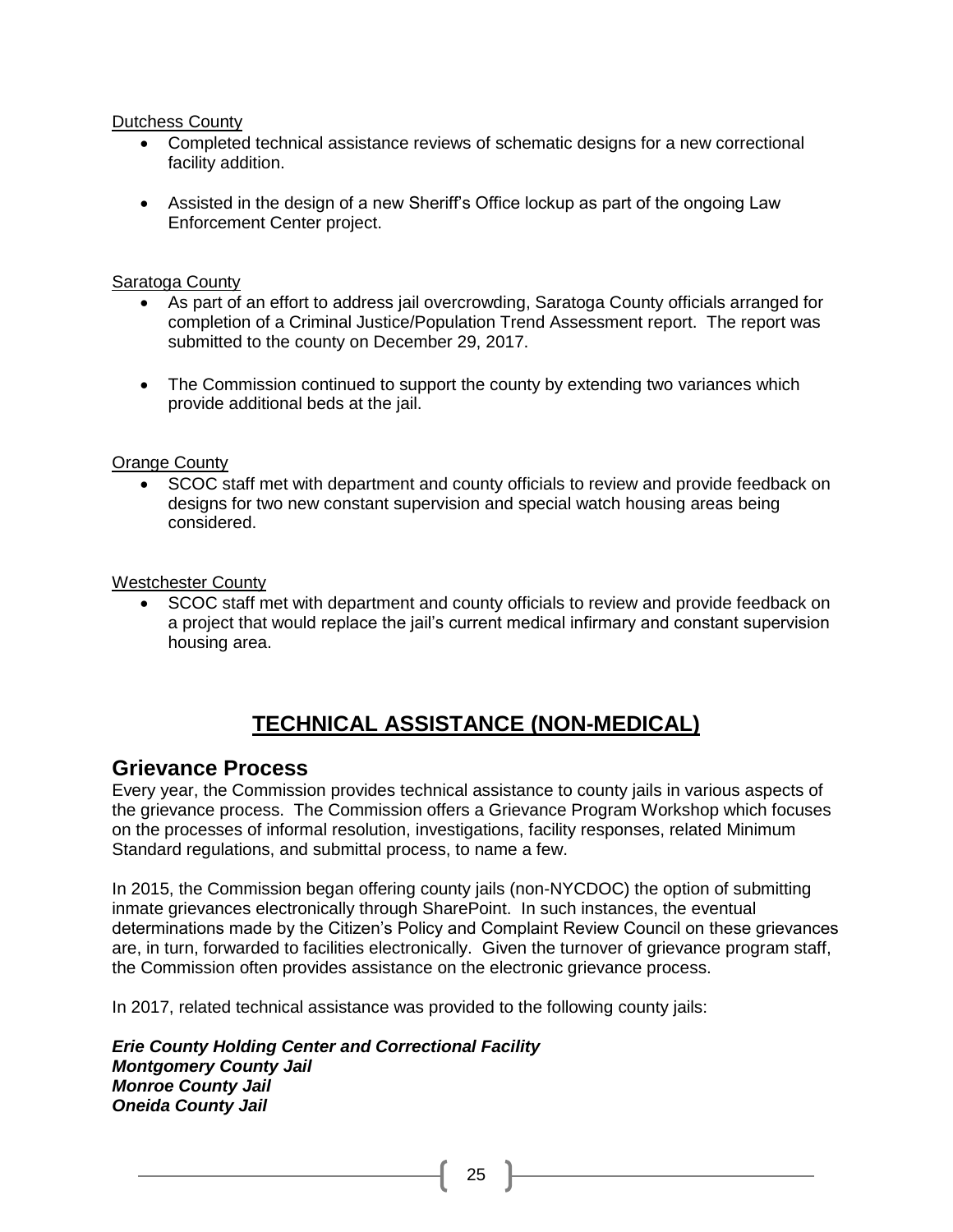Dutchess County

- Completed technical assistance reviews of schematic designs for a new correctional facility addition.
- Assisted in the design of a new Sheriff's Office lockup as part of the ongoing Law Enforcement Center project.

Saratoga County

- As part of an effort to address jail overcrowding, Saratoga County officials arranged for completion of a Criminal Justice/Population Trend Assessment report. The report was submitted to the county on December 29, 2017.
- The Commission continued to support the county by extending two variances which provide additional beds at the jail.

Orange County

- SCOC staff met with department and county officials to review and provide feedback on designs for two new constant supervision and special watch housing areas being considered.

Westchester County

- SCOC staff met with department and county officials to review and provide feedback on a project that would replace the jail's current medical infirmary and constant supervision housing area.

# TECHNICAL ASSISTANCE (NON-MEDICAL)

## Grievance Process

Every year, the Commission provides technical assistance to county jails in various aspects of the grievance process. The Commission offers a Grievance Program Workshop which focuses on the processes of informal resolution, investigations, facility responses, related Minimum Standard regulations, and submittal process, to name a few.

In 2015, the Commission began offering county jails (non-NYCDOC) the option of submitting inmate grievances electronically through SharePoint. In such instances, the eventual determinations made by the Citizen's Policy and Complaint Review Council on these grievances are, in turn, forwarded to facilities electronically. Given the turnover of grievance program staff, the Commission often provides assistance on the electronic grievance process.

In 2017, related technical assistance was provided to the following county jails:

***Erie County Holding Center and Correctional Facility***
***Montgomery County Jail***
***Monroe County Jail***
***Oneida County Jail***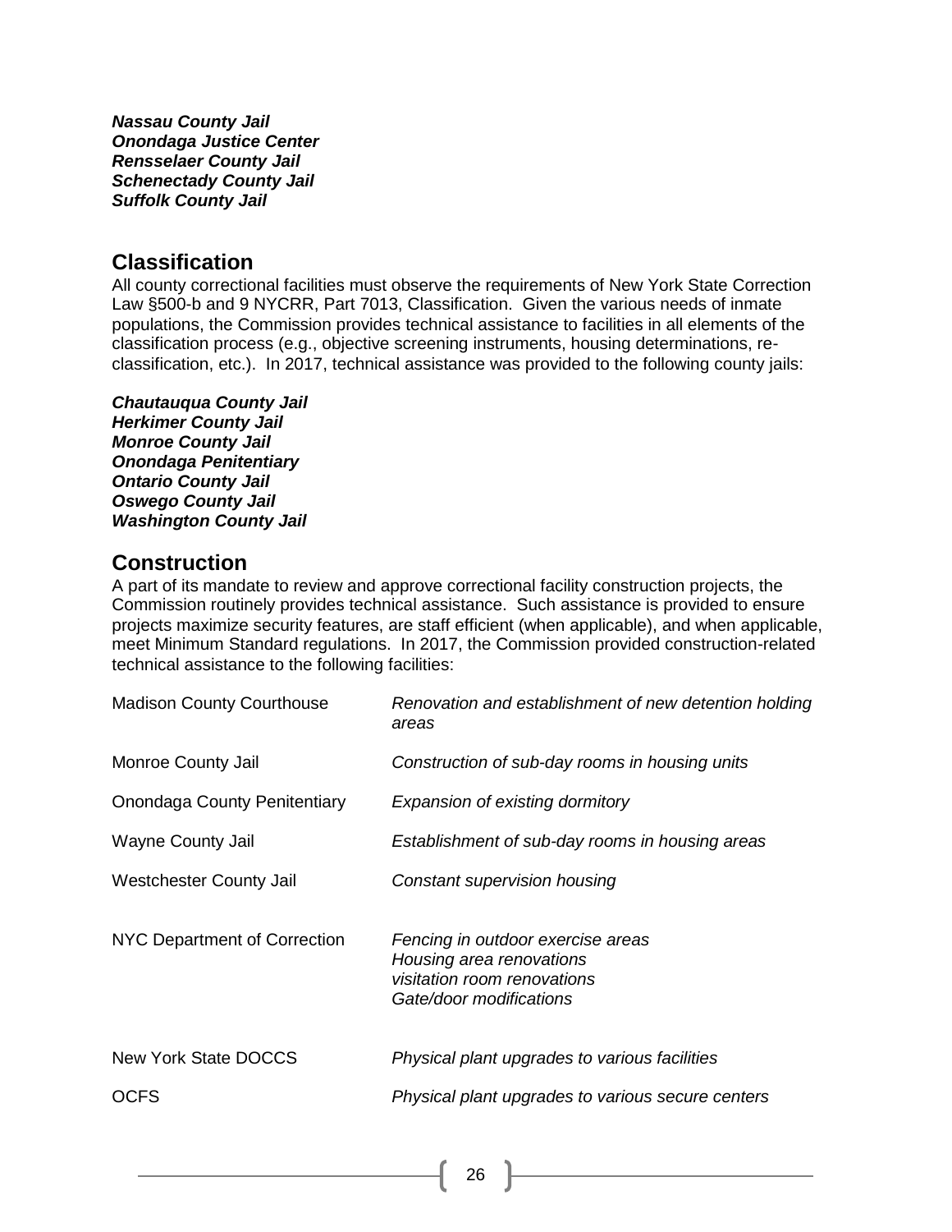***Nassau County Jail***
***Onondaga Justice Center***
***Rensselaer County Jail***
***Schenectady County Jail***
***Suffolk County Jail***

## Classification

All county correctional facilities must observe the requirements of New York State Correction Law §500-b and 9 NYCRR, Part 7013, Classification. Given the various needs of inmate populations, the Commission provides technical assistance to facilities in all elements of the classification process (e.g., objective screening instruments, housing determinations, re-classification, etc.). In 2017, technical assistance was provided to the following county jails:

***Chautauqua County Jail***
***Herkimer County Jail***
***Monroe County Jail***
***Onondaga Penitentiary***
***Ontario County Jail***
***Oswego County Jail***
***Washington County Jail***

## Construction

A part of its mandate to review and approve correctional facility construction projects, the Commission routinely provides technical assistance. Such assistance is provided to ensure projects maximize security features, are staff efficient (when applicable), and when applicable, meet Minimum Standard regulations. In 2017, the Commission provided construction-related technical assistance to the following facilities:

| | |
|---|---|
| Madison County Courthouse | *Renovation and establishment of new detention holding areas* |
| Monroe County Jail | *Construction of sub-day rooms in housing units* |
| Onondaga County Penitentiary | *Expansion of existing dormitory* |
| Wayne County Jail | *Establishment of sub-day rooms in housing areas* |
| Westchester County Jail | *Constant supervision housing* |
| NYC Department of Correction | *Fencing in outdoor exercise areas*<br>*Housing area renovations*<br>*visitation room renovations*<br>*Gate/door modifications* |
| New York State DOCCS | *Physical plant upgrades to various facilities* |
| OCFS | *Physical plant upgrades to various secure centers* |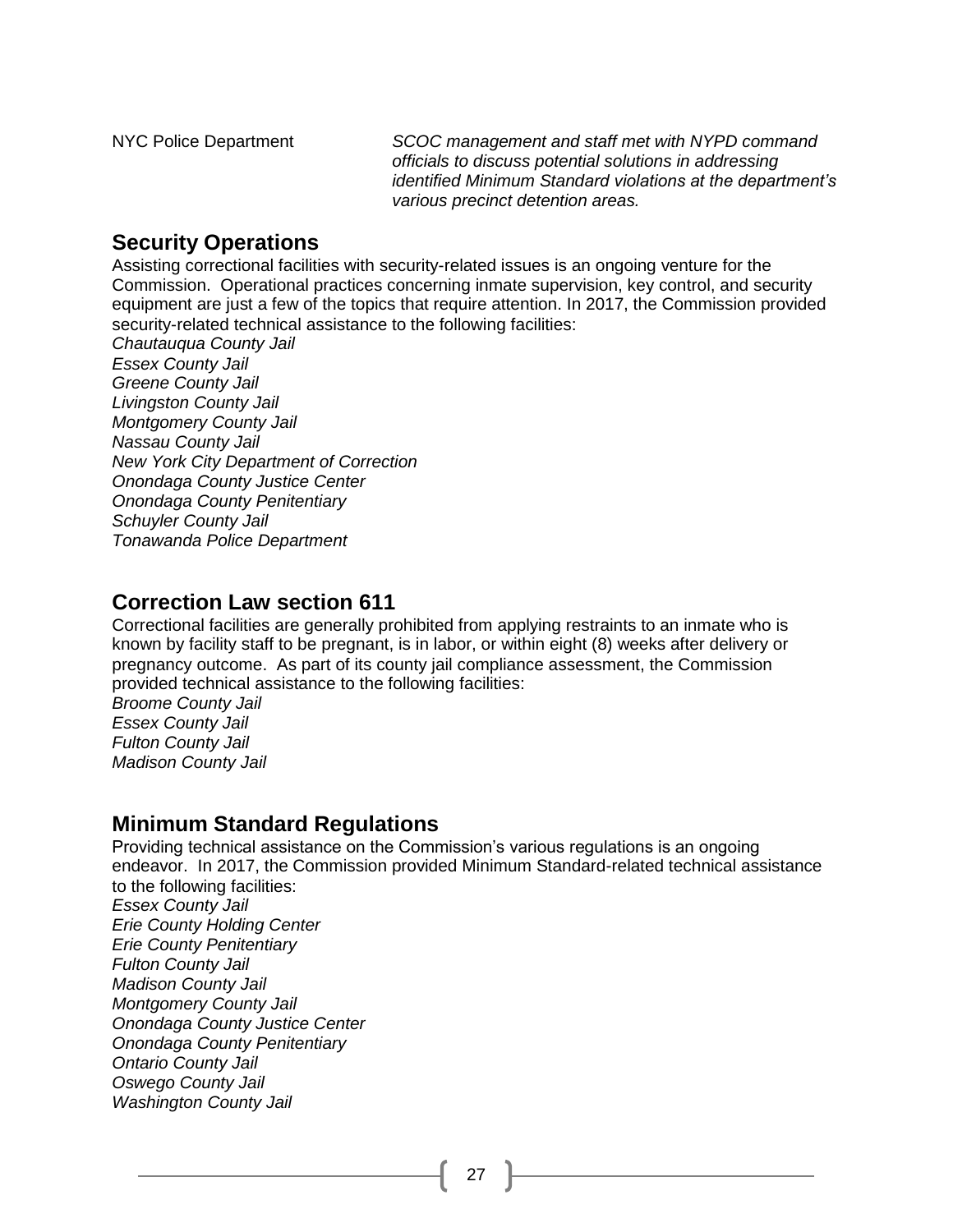NYC Police Department — *SCOC management and staff met with NYPD command officials to discuss potential solutions in addressing identified Minimum Standard violations at the department's various precinct detention areas.*

## Security Operations

Assisting correctional facilities with security-related issues is an ongoing venture for the Commission. Operational practices concerning inmate supervision, key control, and security equipment are just a few of the topics that require attention. In 2017, the Commission provided security-related technical assistance to the following facilities:

*Chautauqua County Jail*
*Essex County Jail*
*Greene County Jail*
*Livingston County Jail*
*Montgomery County Jail*
*Nassau County Jail*
*New York City Department of Correction*
*Onondaga County Justice Center*
*Onondaga County Penitentiary*
*Schuyler County Jail*
*Tonawanda Police Department*

## Correction Law section 611

Correctional facilities are generally prohibited from applying restraints to an inmate who is known by facility staff to be pregnant, is in labor, or within eight (8) weeks after delivery or pregnancy outcome. As part of its county jail compliance assessment, the Commission provided technical assistance to the following facilities:

*Broome County Jail*
*Essex County Jail*
*Fulton County Jail*
*Madison County Jail*

## Minimum Standard Regulations

Providing technical assistance on the Commission's various regulations is an ongoing endeavor. In 2017, the Commission provided Minimum Standard-related technical assistance to the following facilities:

*Essex County Jail*
*Erie County Holding Center*
*Erie County Penitentiary*
*Fulton County Jail*
*Madison County Jail*
*Montgomery County Jail*
*Onondaga County Justice Center*
*Onondaga County Penitentiary*
*Ontario County Jail*
*Oswego County Jail*
*Washington County Jail*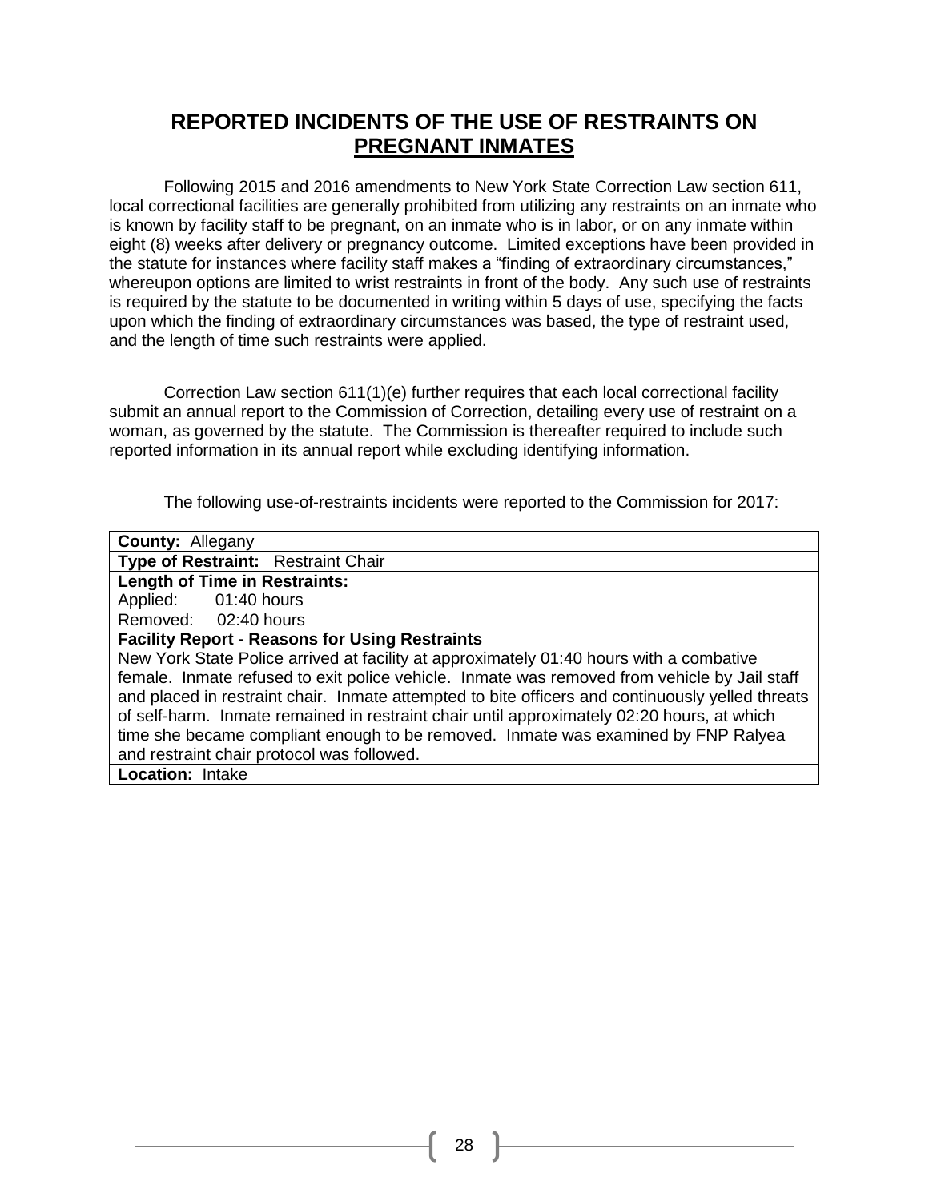## REPORTED INCIDENTS OF THE USE OF RESTRAINTS ON <u>PREGNANT INMATES</u>

Following 2015 and 2016 amendments to New York State Correction Law section 611, local correctional facilities are generally prohibited from utilizing any restraints on an inmate who is known by facility staff to be pregnant, on an inmate who is in labor, or on any inmate within eight (8) weeks after delivery or pregnancy outcome. Limited exceptions have been provided in the statute for instances where facility staff makes a "finding of extraordinary circumstances," whereupon options are limited to wrist restraints in front of the body. Any such use of restraints is required by the statute to be documented in writing within 5 days of use, specifying the facts upon which the finding of extraordinary circumstances was based, the type of restraint used, and the length of time such restraints were applied.

Correction Law section 611(1)(e) further requires that each local correctional facility submit an annual report to the Commission of Correction, detailing every use of restraint on a woman, as governed by the statute. The Commission is thereafter required to include such reported information in its annual report while excluding identifying information.

The following use-of-restraints incidents were reported to the Commission for 2017:

| **County:** Allegany |
|---|
| **Type of Restraint:** Restraint Chair |
| **Length of Time in Restraints:**<br>Applied: 01:40 hours<br>Removed: 02:40 hours |
| **Facility Report - Reasons for Using Restraints**<br>New York State Police arrived at facility at approximately 01:40 hours with a combative female. Inmate refused to exit police vehicle. Inmate was removed from vehicle by Jail staff and placed in restraint chair. Inmate attempted to bite officers and continuously yelled threats of self-harm. Inmate remained in restraint chair until approximately 02:20 hours, at which time she became compliant enough to be removed. Inmate was examined by FNP Ralyea and restraint chair protocol was followed. |
| **Location:** Intake |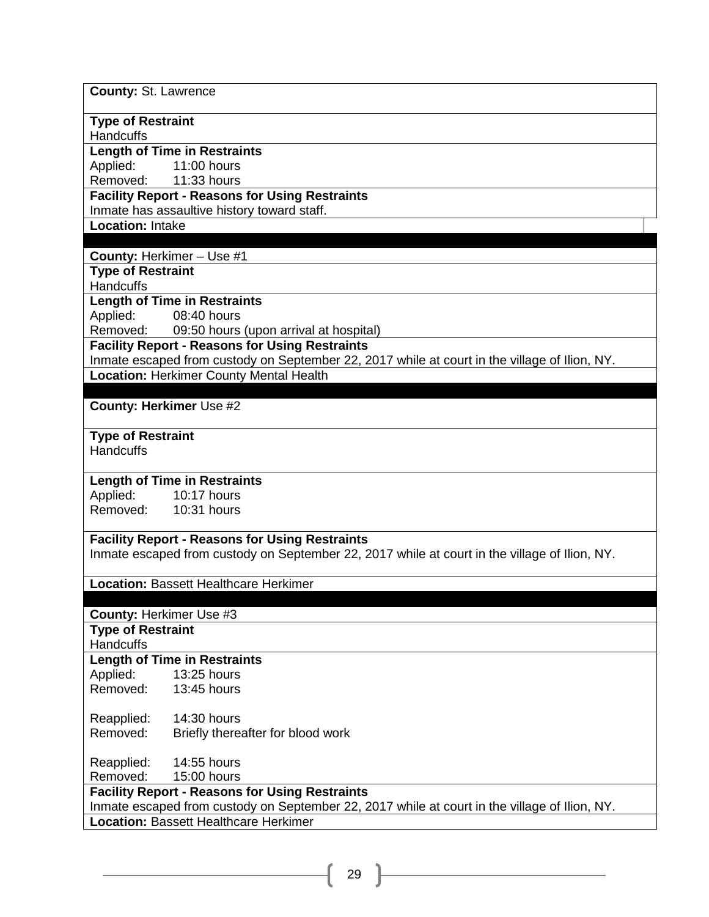**County:** St. Lawrence

**Type of Restraint**
Handcuffs

**Length of Time in Restraints**
Applied: 11:00 hours
Removed: 11:33 hours

**Facility Report - Reasons for Using Restraints**
Inmate has assaultive history toward staff.

**Location:** Intake

---

**County:** Herkimer – Use #1

**Type of Restraint**
Handcuffs

**Length of Time in Restraints**
Applied: 08:40 hours
Removed: 09:50 hours (upon arrival at hospital)

**Facility Report - Reasons for Using Restraints**
Inmate escaped from custody on September 22, 2017 while at court in the village of Ilion, NY.

**Location:** Herkimer County Mental Health

---

**County: Herkimer** Use #2

**Type of Restraint**
Handcuffs

**Length of Time in Restraints**
Applied: 10:17 hours
Removed: 10:31 hours

**Facility Report - Reasons for Using Restraints**
Inmate escaped from custody on September 22, 2017 while at court in the village of Ilion, NY.

**Location:** Bassett Healthcare Herkimer

---

**County:** Herkimer Use #3

**Type of Restraint**
Handcuffs

**Length of Time in Restraints**
Applied: 13:25 hours
Removed: 13:45 hours

Reapplied: 14:30 hours
Removed: Briefly thereafter for blood work

Reapplied: 14:55 hours
Removed: 15:00 hours

**Facility Report - Reasons for Using Restraints**
Inmate escaped from custody on September 22, 2017 while at court in the village of Ilion, NY.

**Location:** Bassett Healthcare Herkimer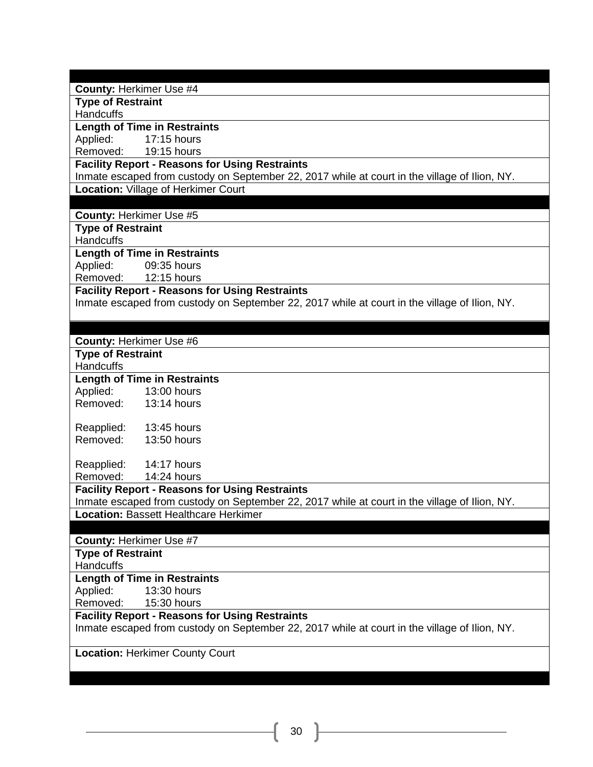**County:** Herkimer Use #4

**Type of Restraint**
Handcuffs

**Length of Time in Restraints**
Applied: 17:15 hours
Removed: 19:15 hours

**Facility Report - Reasons for Using Restraints**
Inmate escaped from custody on September 22, 2017 while at court in the village of Ilion, NY.

**Location:** Village of Herkimer Court

---

**County:** Herkimer Use #5

**Type of Restraint**
Handcuffs

**Length of Time in Restraints**
Applied: 09:35 hours
Removed: 12:15 hours

**Facility Report - Reasons for Using Restraints**
Inmate escaped from custody on September 22, 2017 while at court in the village of Ilion, NY.

---

**County:** Herkimer Use #6

**Type of Restraint**
Handcuffs

**Length of Time in Restraints**
Applied: 13:00 hours
Removed: 13:14 hours

Reapplied: 13:45 hours
Removed: 13:50 hours

Reapplied: 14:17 hours
Removed: 14:24 hours

**Facility Report - Reasons for Using Restraints**
Inmate escaped from custody on September 22, 2017 while at court in the village of Ilion, NY.

**Location:** Bassett Healthcare Herkimer

---

**County:** Herkimer Use #7

**Type of Restraint**
Handcuffs

**Length of Time in Restraints**
Applied: 13:30 hours
Removed: 15:30 hours

**Facility Report - Reasons for Using Restraints**
Inmate escaped from custody on September 22, 2017 while at court in the village of Ilion, NY.

**Location:** Herkimer County Court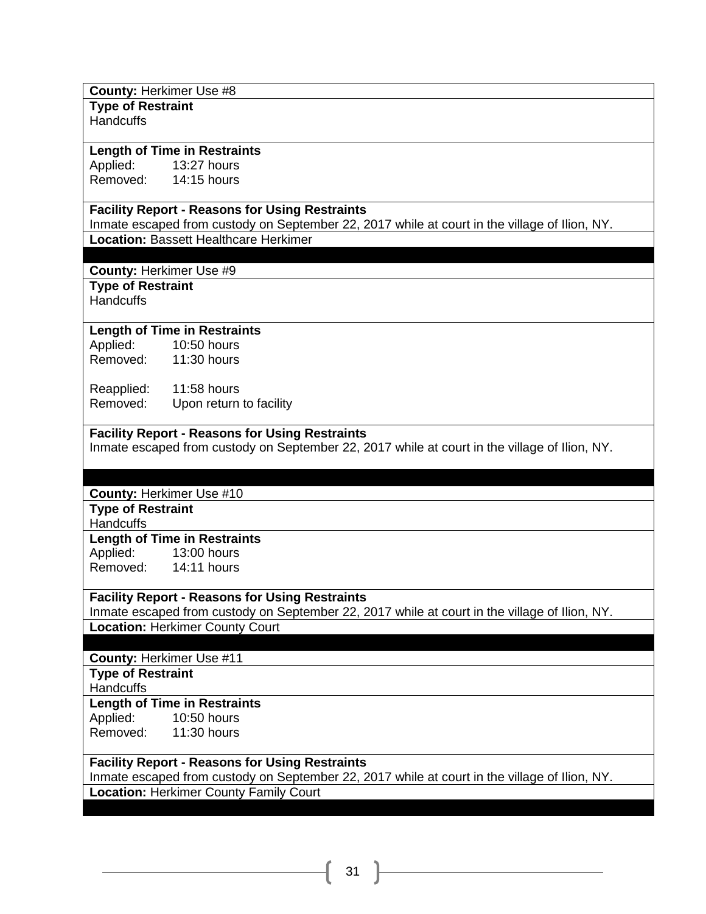**County:** Herkimer Use #8

**Type of Restraint**
Handcuffs

**Length of Time in Restraints**
Applied: 13:27 hours
Removed: 14:15 hours

**Facility Report - Reasons for Using Restraints**
Inmate escaped from custody on September 22, 2017 while at court in the village of Ilion, NY.

**Location:** Bassett Healthcare Herkimer

---

**County:** Herkimer Use #9

**Type of Restraint**
Handcuffs

**Length of Time in Restraints**
Applied: 10:50 hours
Removed: 11:30 hours

Reapplied: 11:58 hours
Removed: Upon return to facility

**Facility Report - Reasons for Using Restraints**
Inmate escaped from custody on September 22, 2017 while at court in the village of Ilion, NY.

---

**County:** Herkimer Use #10

**Type of Restraint**
Handcuffs

**Length of Time in Restraints**
Applied: 13:00 hours
Removed: 14:11 hours

**Facility Report - Reasons for Using Restraints**
Inmate escaped from custody on September 22, 2017 while at court in the village of Ilion, NY.

**Location:** Herkimer County Court

---

**County:** Herkimer Use #11

**Type of Restraint**
Handcuffs

**Length of Time in Restraints**
Applied: 10:50 hours
Removed: 11:30 hours

**Facility Report - Reasons for Using Restraints**
Inmate escaped from custody on September 22, 2017 while at court in the village of Ilion, NY.

**Location:** Herkimer County Family Court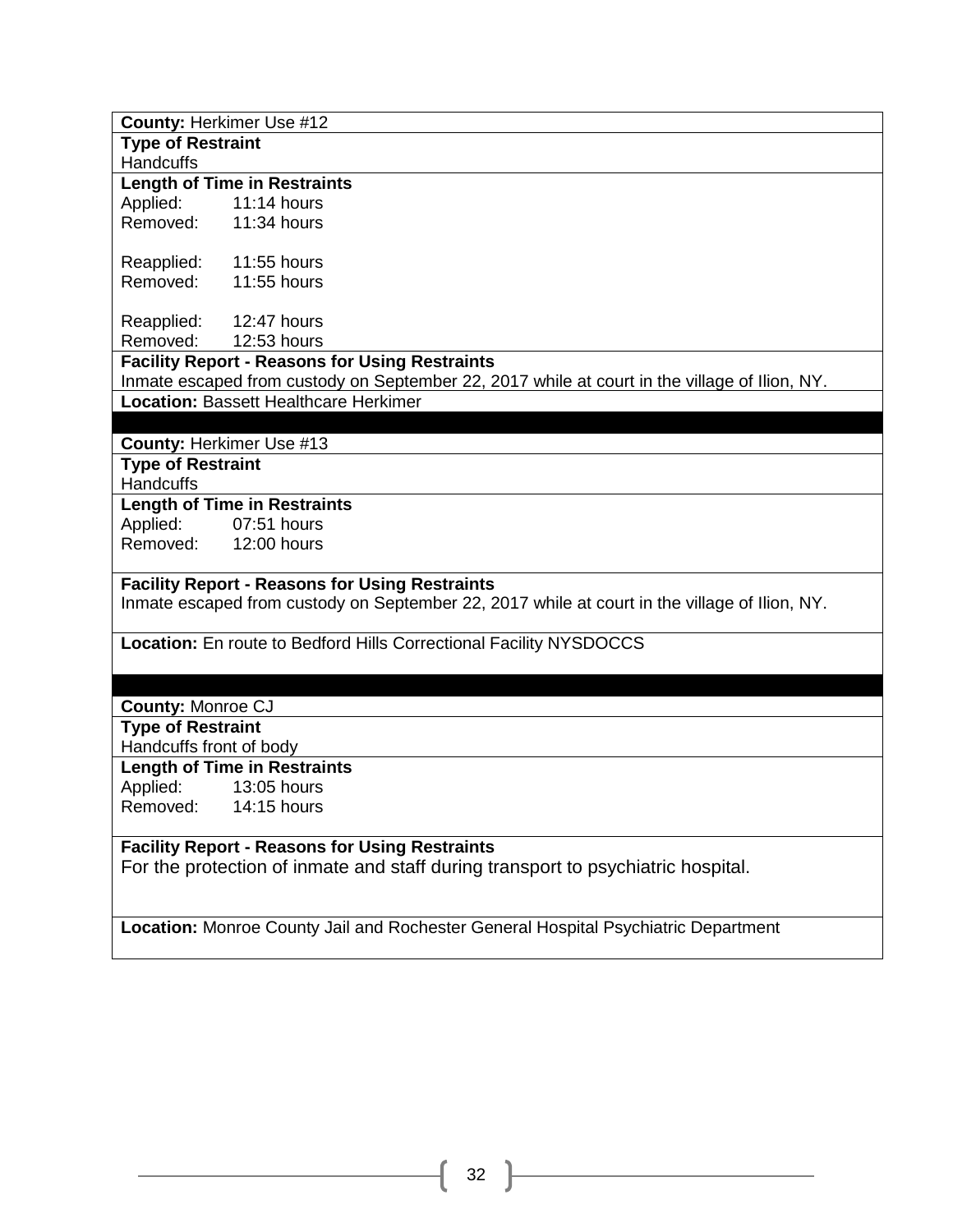**County:** Herkimer Use #12

**Type of Restraint**
Handcuffs

**Length of Time in Restraints**
Applied: 11:14 hours
Removed: 11:34 hours

Reapplied: 11:55 hours
Removed: 11:55 hours

Reapplied: 12:47 hours
Removed: 12:53 hours

**Facility Report - Reasons for Using Restraints**
Inmate escaped from custody on September 22, 2017 while at court in the village of Ilion, NY.

**Location:** Bassett Healthcare Herkimer

---

**County:** Herkimer Use #13

**Type of Restraint**
Handcuffs

**Length of Time in Restraints**
Applied: 07:51 hours
Removed: 12:00 hours

**Facility Report - Reasons for Using Restraints**
Inmate escaped from custody on September 22, 2017 while at court in the village of Ilion, NY.

**Location:** En route to Bedford Hills Correctional Facility NYSDOCCS

---

**County:** Monroe CJ

**Type of Restraint**
Handcuffs front of body

**Length of Time in Restraints**
Applied: 13:05 hours
Removed: 14:15 hours

**Facility Report - Reasons for Using Restraints**
For the protection of inmate and staff during transport to psychiatric hospital.

**Location:** Monroe County Jail and Rochester General Hospital Psychiatric Department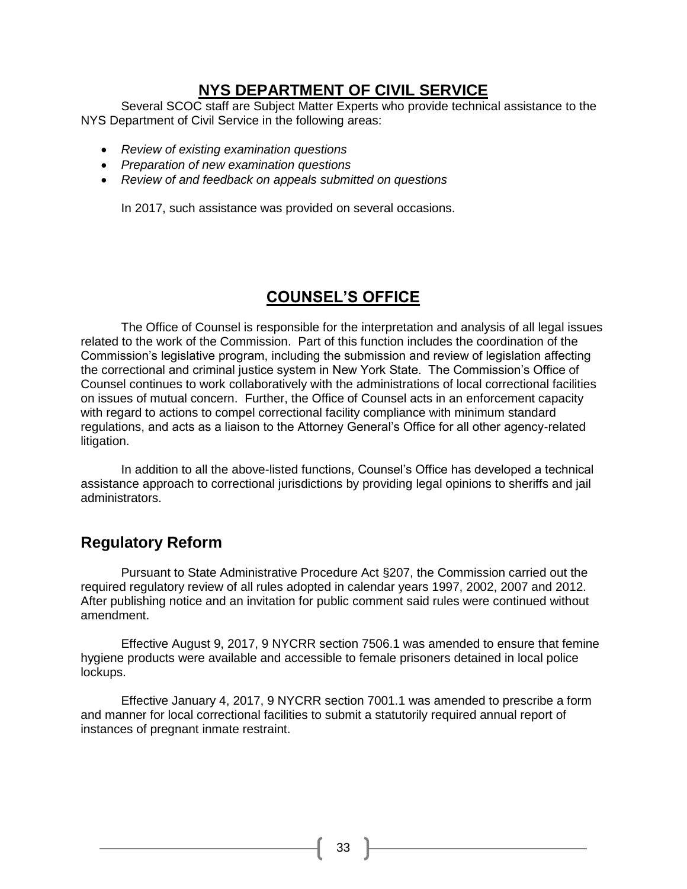# NYS DEPARTMENT OF CIVIL SERVICE

Several SCOC staff are Subject Matter Experts who provide technical assistance to the NYS Department of Civil Service in the following areas:

- *Review of existing examination questions*
- *Preparation of new examination questions*
- *Review of and feedback on appeals submitted on questions*

In 2017, such assistance was provided on several occasions.

# COUNSEL'S OFFICE

The Office of Counsel is responsible for the interpretation and analysis of all legal issues related to the work of the Commission. Part of this function includes the coordination of the Commission's legislative program, including the submission and review of legislation affecting the correctional and criminal justice system in New York State. The Commission's Office of Counsel continues to work collaboratively with the administrations of local correctional facilities on issues of mutual concern. Further, the Office of Counsel acts in an enforcement capacity with regard to actions to compel correctional facility compliance with minimum standard regulations, and acts as a liaison to the Attorney General's Office for all other agency-related litigation.

In addition to all the above-listed functions, Counsel's Office has developed a technical assistance approach to correctional jurisdictions by providing legal opinions to sheriffs and jail administrators.

## Regulatory Reform

Pursuant to State Administrative Procedure Act §207, the Commission carried out the required regulatory review of all rules adopted in calendar years 1997, 2002, 2007 and 2012. After publishing notice and an invitation for public comment said rules were continued without amendment.

Effective August 9, 2017, 9 NYCRR section 7506.1 was amended to ensure that femine hygiene products were available and accessible to female prisoners detained in local police lockups.

Effective January 4, 2017, 9 NYCRR section 7001.1 was amended to prescribe a form and manner for local correctional facilities to submit a statutorily required annual report of instances of pregnant inmate restraint.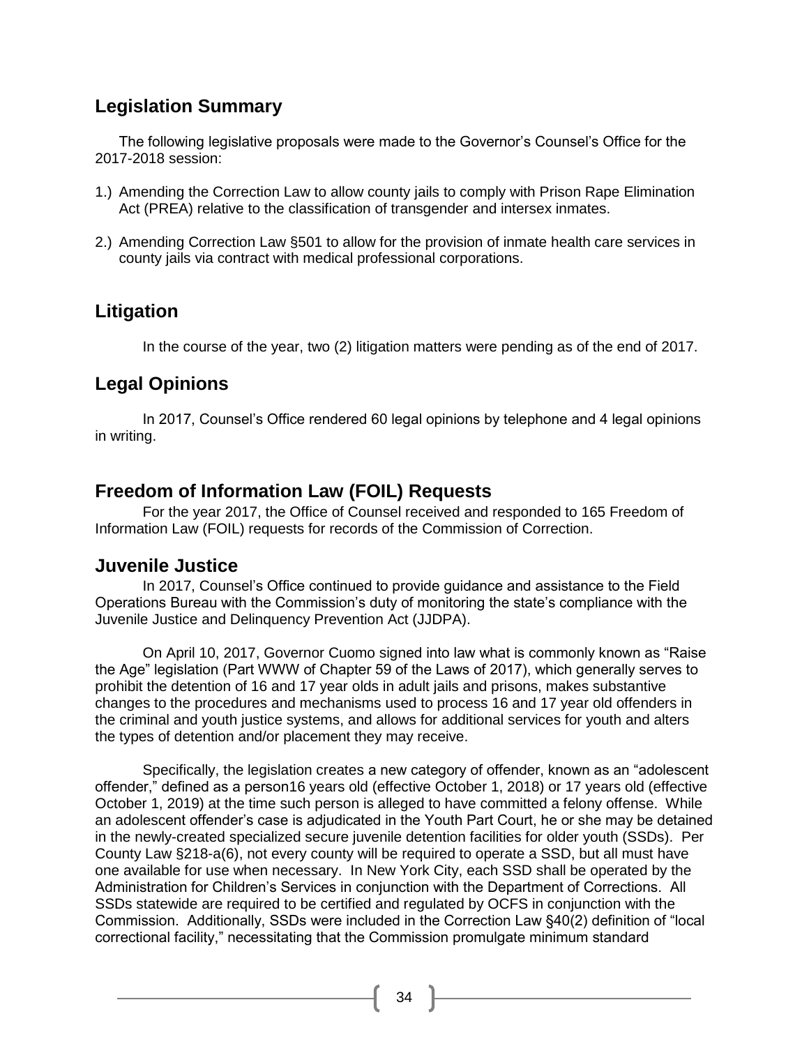## Legislation Summary

The following legislative proposals were made to the Governor's Counsel's Office for the 2017-2018 session:

1.) Amending the Correction Law to allow county jails to comply with Prison Rape Elimination Act (PREA) relative to the classification of transgender and intersex inmates.

2.) Amending Correction Law §501 to allow for the provision of inmate health care services in county jails via contract with medical professional corporations.

## Litigation

In the course of the year, two (2) litigation matters were pending as of the end of 2017.

## Legal Opinions

In 2017, Counsel's Office rendered 60 legal opinions by telephone and 4 legal opinions in writing.

## Freedom of Information Law (FOIL) Requests

For the year 2017, the Office of Counsel received and responded to 165 Freedom of Information Law (FOIL) requests for records of the Commission of Correction.

## Juvenile Justice

In 2017, Counsel's Office continued to provide guidance and assistance to the Field Operations Bureau with the Commission's duty of monitoring the state's compliance with the Juvenile Justice and Delinquency Prevention Act (JJDPA).

On April 10, 2017, Governor Cuomo signed into law what is commonly known as "Raise the Age" legislation (Part WWW of Chapter 59 of the Laws of 2017), which generally serves to prohibit the detention of 16 and 17 year olds in adult jails and prisons, makes substantive changes to the procedures and mechanisms used to process 16 and 17 year old offenders in the criminal and youth justice systems, and allows for additional services for youth and alters the types of detention and/or placement they may receive.

Specifically, the legislation creates a new category of offender, known as an "adolescent offender," defined as a person16 years old (effective October 1, 2018) or 17 years old (effective October 1, 2019) at the time such person is alleged to have committed a felony offense. While an adolescent offender's case is adjudicated in the Youth Part Court, he or she may be detained in the newly-created specialized secure juvenile detention facilities for older youth (SSDs). Per County Law §218-a(6), not every county will be required to operate a SSD, but all must have one available for use when necessary. In New York City, each SSD shall be operated by the Administration for Children's Services in conjunction with the Department of Corrections. All SSDs statewide are required to be certified and regulated by OCFS in conjunction with the Commission. Additionally, SSDs were included in the Correction Law §40(2) definition of "local correctional facility," necessitating that the Commission promulgate minimum standard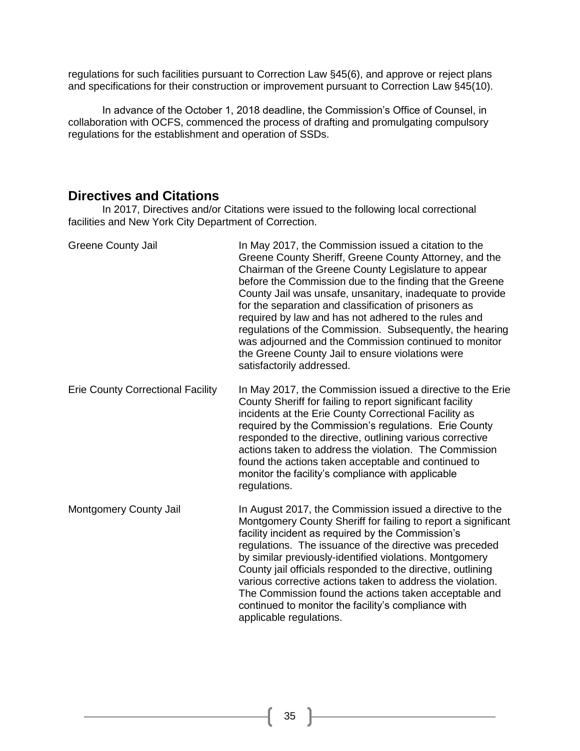regulations for such facilities pursuant to Correction Law §45(6), and approve or reject plans and specifications for their construction or improvement pursuant to Correction Law §45(10).

In advance of the October 1, 2018 deadline, the Commission's Office of Counsel, in collaboration with OCFS, commenced the process of drafting and promulgating compulsory regulations for the establishment and operation of SSDs.

## Directives and Citations

In 2017, Directives and/or Citations were issued to the following local correctional facilities and New York City Department of Correction.

| | |
|---|---|
| Greene County Jail | In May 2017, the Commission issued a citation to the Greene County Sheriff, Greene County Attorney, and the Chairman of the Greene County Legislature to appear before the Commission due to the finding that the Greene County Jail was unsafe, unsanitary, inadequate to provide for the separation and classification of prisoners as required by law and has not adhered to the rules and regulations of the Commission. Subsequently, the hearing was adjourned and the Commission continued to monitor the Greene County Jail to ensure violations were satisfactorily addressed. |
| Erie County Correctional Facility | In May 2017, the Commission issued a directive to the Erie County Sheriff for failing to report significant facility incidents at the Erie County Correctional Facility as required by the Commission's regulations. Erie County responded to the directive, outlining various corrective actions taken to address the violation. The Commission found the actions taken acceptable and continued to monitor the facility's compliance with applicable regulations. |
| Montgomery County Jail | In August 2017, the Commission issued a directive to the Montgomery County Sheriff for failing to report a significant facility incident as required by the Commission's regulations. The issuance of the directive was preceded by similar previously-identified violations. Montgomery County jail officials responded to the directive, outlining various corrective actions taken to address the violation. The Commission found the actions taken acceptable and continued to monitor the facility's compliance with applicable regulations. |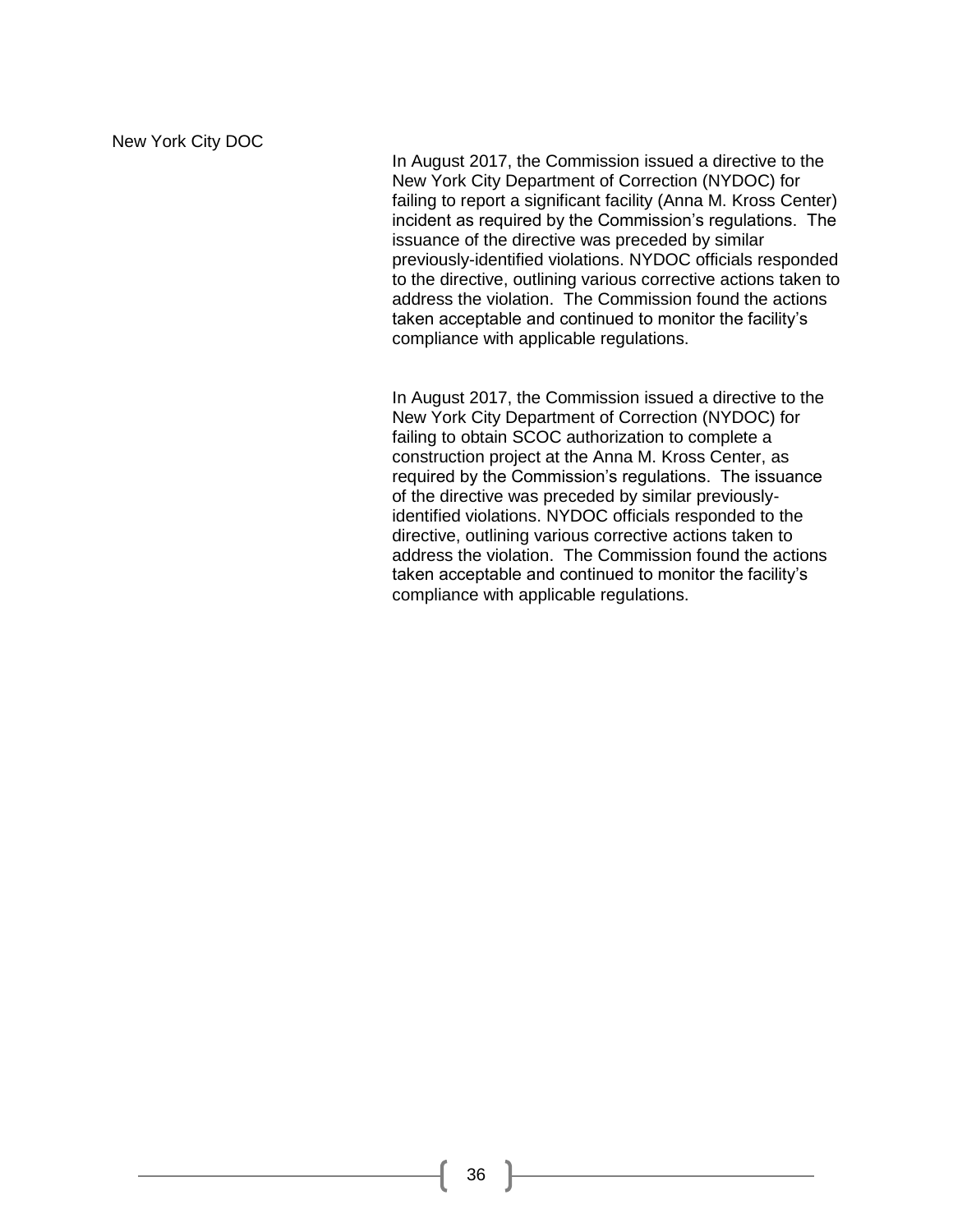New York City DOC

In August 2017, the Commission issued a directive to the New York City Department of Correction (NYDOC) for failing to report a significant facility (Anna M. Kross Center) incident as required by the Commission's regulations. The issuance of the directive was preceded by similar previously-identified violations. NYDOC officials responded to the directive, outlining various corrective actions taken to address the violation. The Commission found the actions taken acceptable and continued to monitor the facility's compliance with applicable regulations.

In August 2017, the Commission issued a directive to the New York City Department of Correction (NYDOC) for failing to obtain SCOC authorization to complete a construction project at the Anna M. Kross Center, as required by the Commission's regulations. The issuance of the directive was preceded by similar previously-identified violations. NYDOC officials responded to the directive, outlining various corrective actions taken to address the violation. The Commission found the actions taken acceptable and continued to monitor the facility's compliance with applicable regulations.